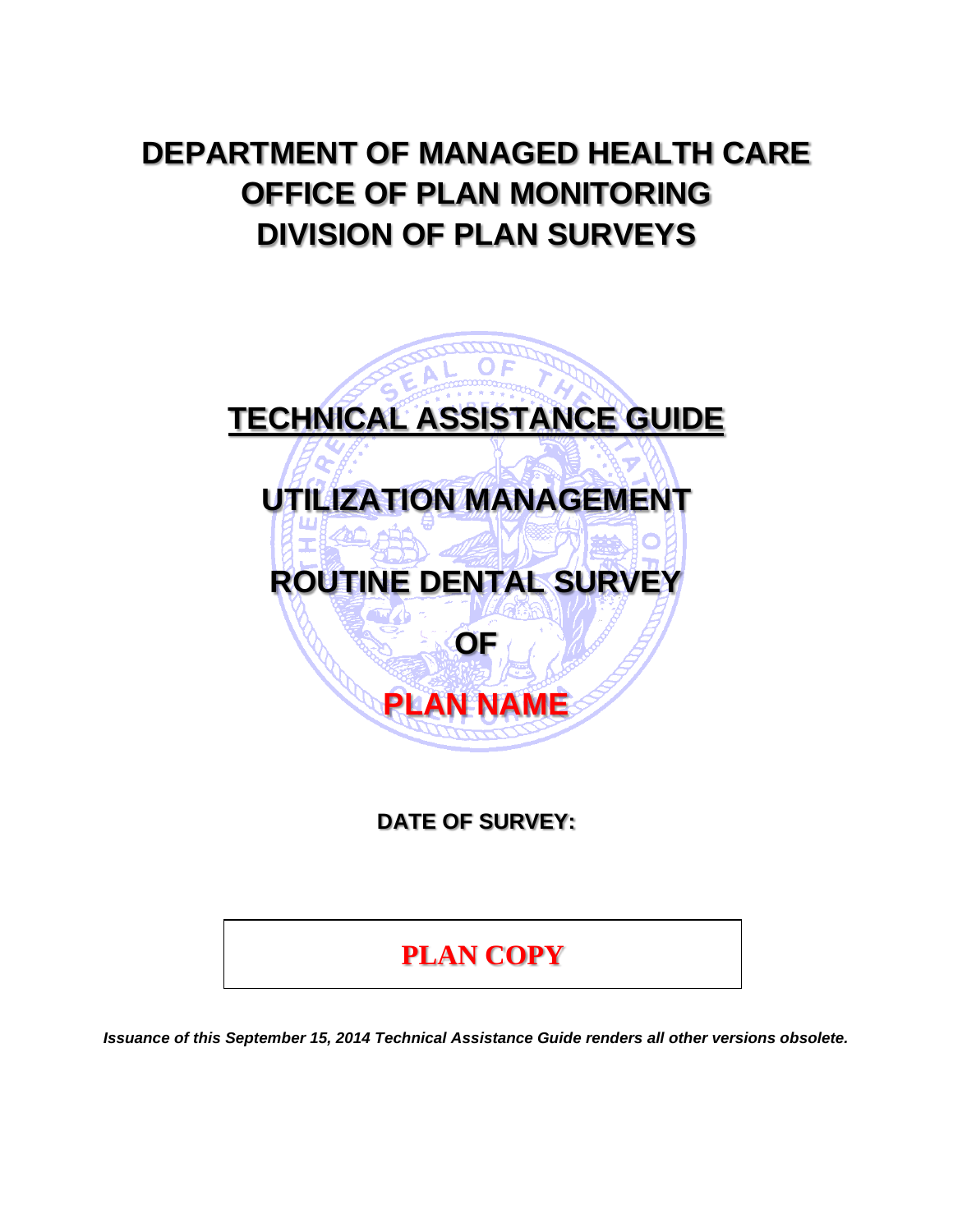# DEPARTMENT OF MANAGED HEALTH CARE
# OFFICE OF PLAN MONITORING
# DIVISION OF PLAN SURVEYS

## TECHNICAL ASSISTANCE GUIDE

## UTILIZATION MANAGEMENT

## ROUTINE DENTAL SURVEY

## OF

## PLAN NAME

**DATE OF SURVEY:**

**PLAN COPY**

***Issuance of this September 15, 2014 Technical Assistance Guide renders all other versions obsolete.***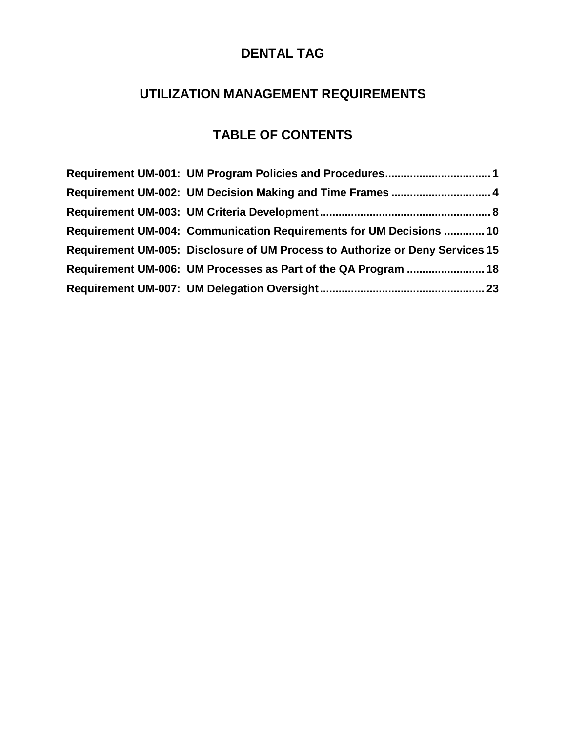# DENTAL TAG

## UTILIZATION MANAGEMENT REQUIREMENTS

## TABLE OF CONTENTS

**Requirement UM-001: UM Program Policies and Procedures** .................................. **1**

**Requirement UM-002: UM Decision Making and Time Frames** ................................ **4**

**Requirement UM-003: UM Criteria Development** ...................................................... **8**

**Requirement UM-004: Communication Requirements for UM Decisions** ............. **10**

**Requirement UM-005: Disclosure of UM Process to Authorize or Deny Services** **15**

**Requirement UM-006: UM Processes as Part of the QA Program** ......................... **18**

**Requirement UM-007: UM Delegation Oversight** .................................................... **23**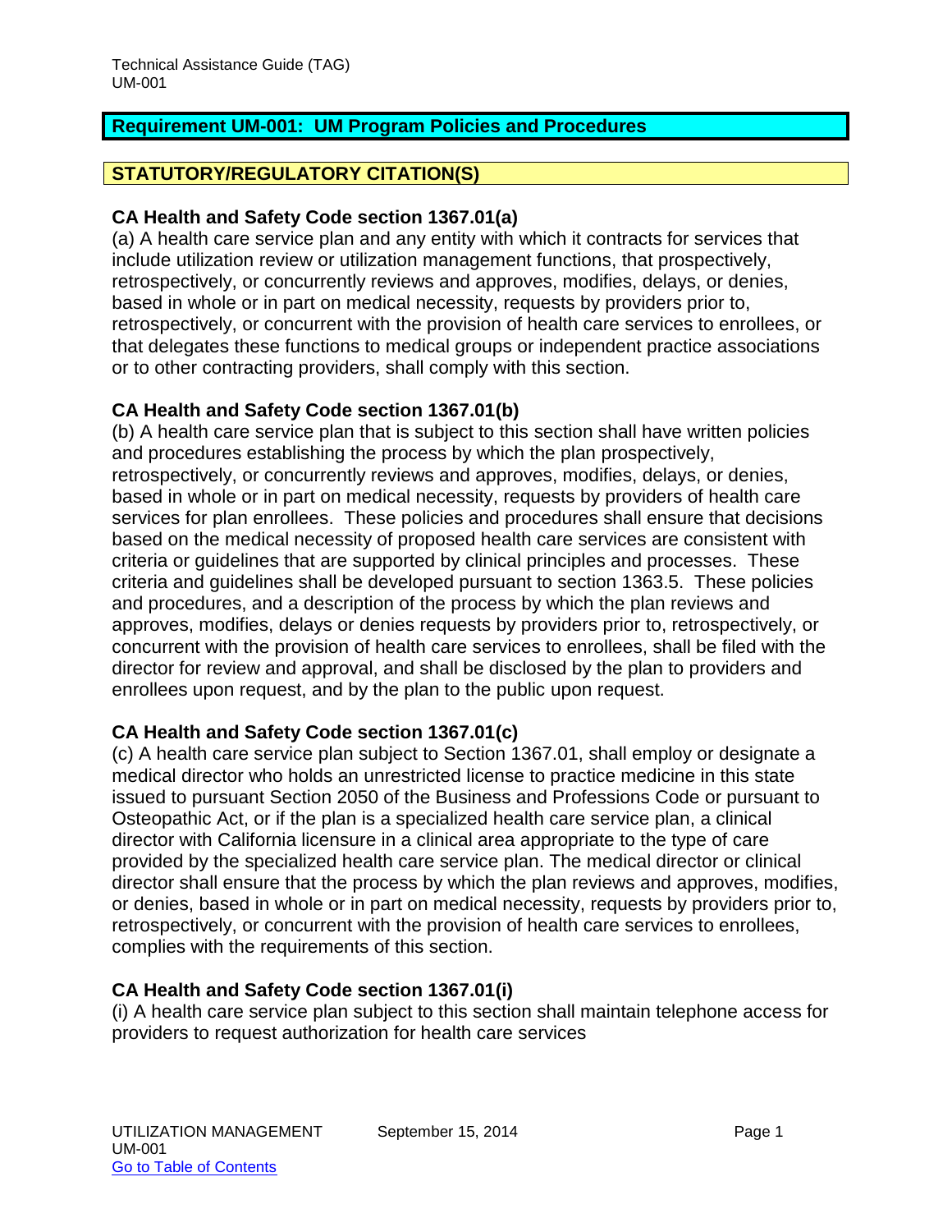## Requirement UM-001: UM Program Policies and Procedures

### STATUTORY/REGULATORY CITATION(S)

**CA Health and Safety Code section 1367.01(a)**
(a) A health care service plan and any entity with which it contracts for services that include utilization review or utilization management functions, that prospectively, retrospectively, or concurrently reviews and approves, modifies, delays, or denies, based in whole or in part on medical necessity, requests by providers prior to, retrospectively, or concurrent with the provision of health care services to enrollees, or that delegates these functions to medical groups or independent practice associations or to other contracting providers, shall comply with this section.

**CA Health and Safety Code section 1367.01(b)**
(b) A health care service plan that is subject to this section shall have written policies and procedures establishing the process by which the plan prospectively, retrospectively, or concurrently reviews and approves, modifies, delays, or denies, based in whole or in part on medical necessity, requests by providers of health care services for plan enrollees. These policies and procedures shall ensure that decisions based on the medical necessity of proposed health care services are consistent with criteria or guidelines that are supported by clinical principles and processes. These criteria and guidelines shall be developed pursuant to section 1363.5. These policies and procedures, and a description of the process by which the plan reviews and approves, modifies, delays or denies requests by providers prior to, retrospectively, or concurrent with the provision of health care services to enrollees, shall be filed with the director for review and approval, and shall be disclosed by the plan to providers and enrollees upon request, and by the plan to the public upon request.

**CA Health and Safety Code section 1367.01(c)**
(c) A health care service plan subject to Section 1367.01, shall employ or designate a medical director who holds an unrestricted license to practice medicine in this state issued to pursuant Section 2050 of the Business and Professions Code or pursuant to Osteopathic Act, or if the plan is a specialized health care service plan, a clinical director with California licensure in a clinical area appropriate to the type of care provided by the specialized health care service plan. The medical director or clinical director shall ensure that the process by which the plan reviews and approves, modifies, or denies, based in whole or in part on medical necessity, requests by providers prior to, retrospectively, or concurrent with the provision of health care services to enrollees, complies with the requirements of this section.

**CA Health and Safety Code section 1367.01(i)**
(i) A health care service plan subject to this section shall maintain telephone access for providers to request authorization for health care services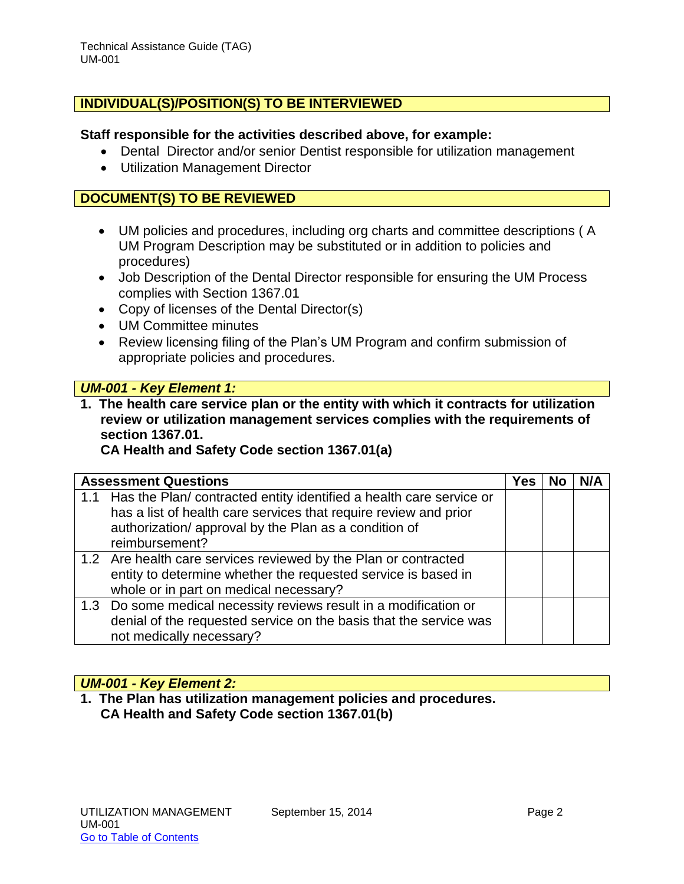## INDIVIDUAL(S)/POSITION(S) TO BE INTERVIEWED

**Staff responsible for the activities described above, for example:**

- Dental Director and/or senior Dentist responsible for utilization management
- Utilization Management Director

## DOCUMENT(S) TO BE REVIEWED

- UM policies and procedures, including org charts and committee descriptions ( A UM Program Description may be substituted or in addition to policies and procedures)
- Job Description of the Dental Director responsible for ensuring the UM Process complies with Section 1367.01
- Copy of licenses of the Dental Director(s)
- UM Committee minutes
- Review licensing filing of the Plan's UM Program and confirm submission of appropriate policies and procedures.

## *UM-001 - Key Element 1:*

**1. The health care service plan or the entity with which it contracts for utilization review or utilization management services complies with the requirements of section 1367.01.**
**CA Health and Safety Code section 1367.01(a)**

| Assessment Questions | Yes | No | N/A |
|---|---|---|---|
| 1.1 Has the Plan/ contracted entity identified a health care service or has a list of health care services that require review and prior authorization/ approval by the Plan as a condition of reimbursement? | | | |
| 1.2 Are health care services reviewed by the Plan or contracted entity to determine whether the requested service is based in whole or in part on medical necessity? | | | |
| 1.3 Do some medical necessity reviews result in a modification or denial of the requested service on the basis that the service was not medically necessary? | | | |

## *UM-001 - Key Element 2:*

**1. The Plan has utilization management policies and procedures.**
**CA Health and Safety Code section 1367.01(b)**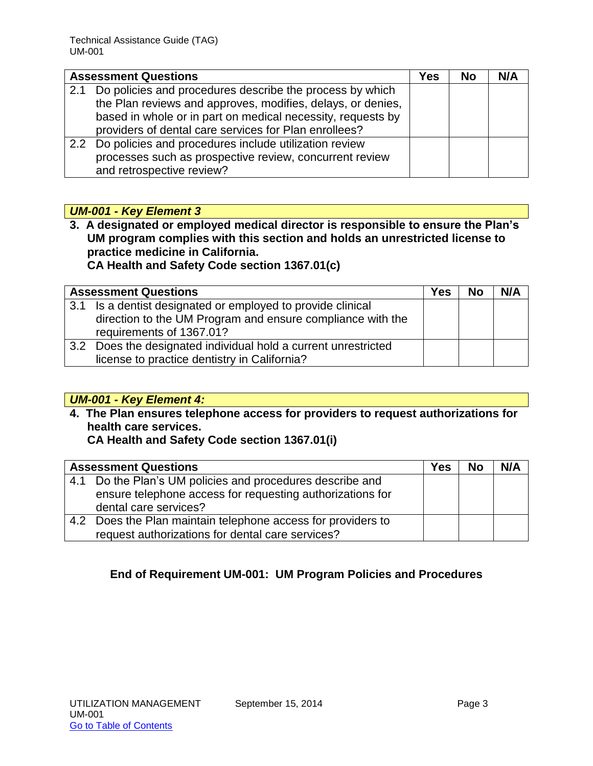| Assessment Questions | Yes | No | N/A |
|---|---|---|---|
| 2.1 Do policies and procedures describe the process by which the Plan reviews and approves, modifies, delays, or denies, based in whole or in part on medical necessity, requests by providers of dental care services for Plan enrollees? | | | |
| 2.2 Do policies and procedures include utilization review processes such as prospective review, concurrent review and retrospective review? | | | |

***UM-001 - Key Element 3***

**3. A designated or employed medical director is responsible to ensure the Plan's UM program complies with this section and holds an unrestricted license to practice medicine in California.**
**CA Health and Safety Code section 1367.01(c)**

| Assessment Questions | Yes | No | N/A |
|---|---|---|---|
| 3.1 Is a dentist designated or employed to provide clinical direction to the UM Program and ensure compliance with the requirements of 1367.01? | | | |
| 3.2 Does the designated individual hold a current unrestricted license to practice dentistry in California? | | | |

***UM-001 - Key Element 4:***

**4. The Plan ensures telephone access for providers to request authorizations for health care services.**
**CA Health and Safety Code section 1367.01(i)**

| Assessment Questions | Yes | No | N/A |
|---|---|---|---|
| 4.1 Do the Plan's UM policies and procedures describe and ensure telephone access for requesting authorizations for dental care services? | | | |
| 4.2 Does the Plan maintain telephone access for providers to request authorizations for dental care services? | | | |

**End of Requirement UM-001: UM Program Policies and Procedures**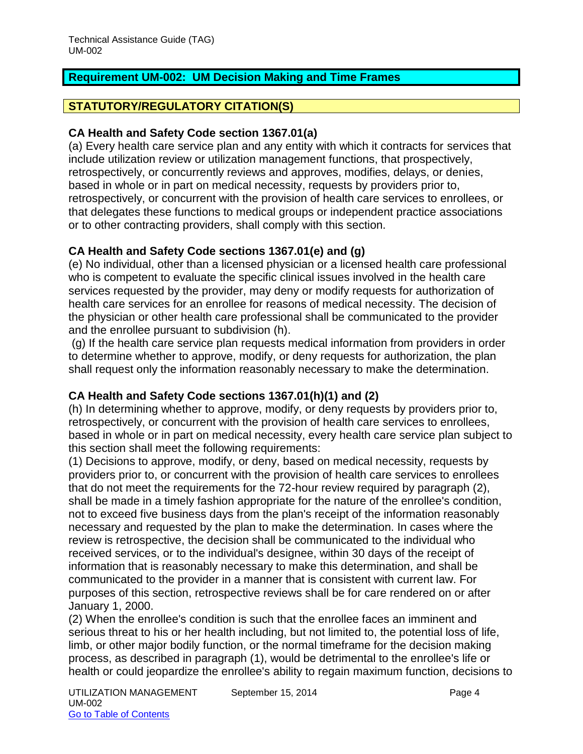## Requirement UM-002: UM Decision Making and Time Frames

### STATUTORY/REGULATORY CITATION(S)

**CA Health and Safety Code section 1367.01(a)**

(a) Every health care service plan and any entity with which it contracts for services that include utilization review or utilization management functions, that prospectively, retrospectively, or concurrently reviews and approves, modifies, delays, or denies, based in whole or in part on medical necessity, requests by providers prior to, retrospectively, or concurrent with the provision of health care services to enrollees, or that delegates these functions to medical groups or independent practice associations or to other contracting providers, shall comply with this section.

**CA Health and Safety Code sections 1367.01(e) and (g)**

(e) No individual, other than a licensed physician or a licensed health care professional who is competent to evaluate the specific clinical issues involved in the health care services requested by the provider, may deny or modify requests for authorization of health care services for an enrollee for reasons of medical necessity. The decision of the physician or other health care professional shall be communicated to the provider and the enrollee pursuant to subdivision (h).

(g) If the health care service plan requests medical information from providers in order to determine whether to approve, modify, or deny requests for authorization, the plan shall request only the information reasonably necessary to make the determination.

**CA Health and Safety Code sections 1367.01(h)(1) and (2)**

(h) In determining whether to approve, modify, or deny requests by providers prior to, retrospectively, or concurrent with the provision of health care services to enrollees, based in whole or in part on medical necessity, every health care service plan subject to this section shall meet the following requirements:

(1) Decisions to approve, modify, or deny, based on medical necessity, requests by providers prior to, or concurrent with the provision of health care services to enrollees that do not meet the requirements for the 72-hour review required by paragraph (2), shall be made in a timely fashion appropriate for the nature of the enrollee's condition, not to exceed five business days from the plan's receipt of the information reasonably necessary and requested by the plan to make the determination. In cases where the review is retrospective, the decision shall be communicated to the individual who received services, or to the individual's designee, within 30 days of the receipt of information that is reasonably necessary to make this determination, and shall be communicated to the provider in a manner that is consistent with current law. For purposes of this section, retrospective reviews shall be for care rendered on or after January 1, 2000.

(2) When the enrollee's condition is such that the enrollee faces an imminent and serious threat to his or her health including, but not limited to, the potential loss of life, limb, or other major bodily function, or the normal timeframe for the decision making process, as described in paragraph (1), would be detrimental to the enrollee's life or health or could jeopardize the enrollee's ability to regain maximum function, decisions to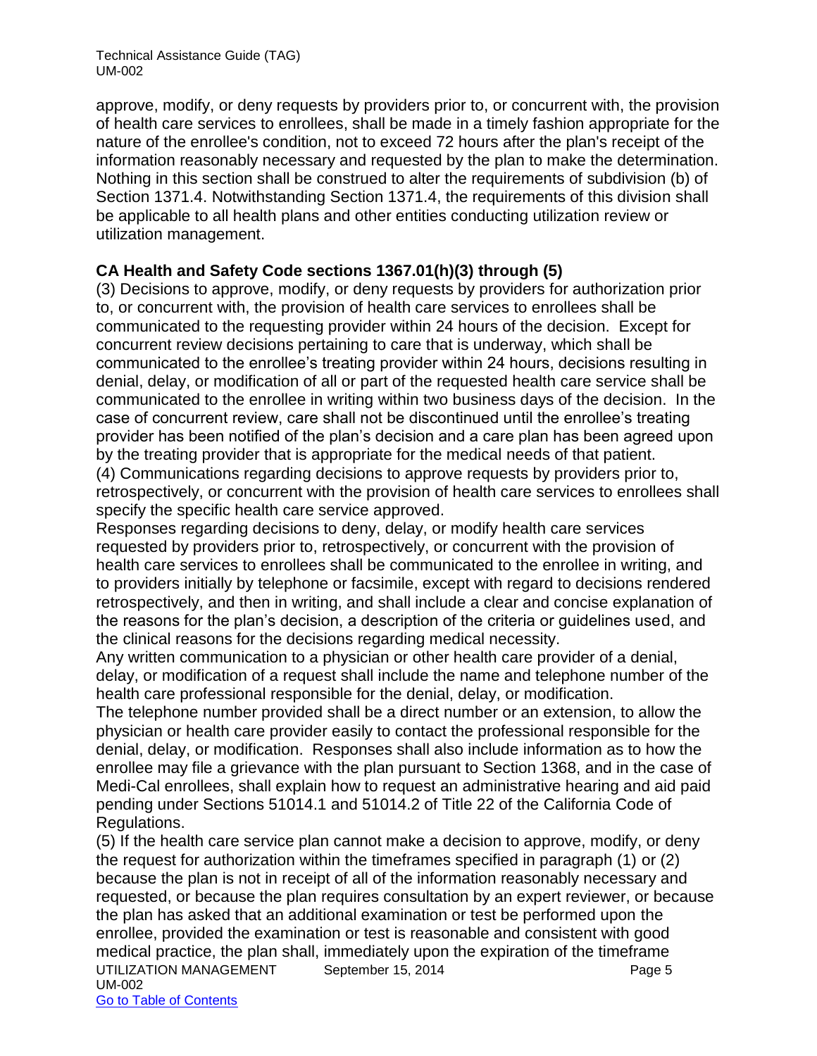approve, modify, or deny requests by providers prior to, or concurrent with, the provision of health care services to enrollees, shall be made in a timely fashion appropriate for the nature of the enrollee's condition, not to exceed 72 hours after the plan's receipt of the information reasonably necessary and requested by the plan to make the determination. Nothing in this section shall be construed to alter the requirements of subdivision (b) of Section 1371.4. Notwithstanding Section 1371.4, the requirements of this division shall be applicable to all health plans and other entities conducting utilization review or utilization management.

**CA Health and Safety Code sections 1367.01(h)(3) through (5)**

(3) Decisions to approve, modify, or deny requests by providers for authorization prior to, or concurrent with, the provision of health care services to enrollees shall be communicated to the requesting provider within 24 hours of the decision. Except for concurrent review decisions pertaining to care that is underway, which shall be communicated to the enrollee's treating provider within 24 hours, decisions resulting in denial, delay, or modification of all or part of the requested health care service shall be communicated to the enrollee in writing within two business days of the decision. In the case of concurrent review, care shall not be discontinued until the enrollee's treating provider has been notified of the plan's decision and a care plan has been agreed upon by the treating provider that is appropriate for the medical needs of that patient.

(4) Communications regarding decisions to approve requests by providers prior to, retrospectively, or concurrent with the provision of health care services to enrollees shall specify the specific health care service approved.

Responses regarding decisions to deny, delay, or modify health care services requested by providers prior to, retrospectively, or concurrent with the provision of health care services to enrollees shall be communicated to the enrollee in writing, and to providers initially by telephone or facsimile, except with regard to decisions rendered retrospectively, and then in writing, and shall include a clear and concise explanation of the reasons for the plan's decision, a description of the criteria or guidelines used, and the clinical reasons for the decisions regarding medical necessity.

Any written communication to a physician or other health care provider of a denial, delay, or modification of a request shall include the name and telephone number of the health care professional responsible for the denial, delay, or modification.

The telephone number provided shall be a direct number or an extension, to allow the physician or health care provider easily to contact the professional responsible for the denial, delay, or modification. Responses shall also include information as to how the enrollee may file a grievance with the plan pursuant to Section 1368, and in the case of Medi-Cal enrollees, shall explain how to request an administrative hearing and aid paid pending under Sections 51014.1 and 51014.2 of Title 22 of the California Code of Regulations.

(5) If the health care service plan cannot make a decision to approve, modify, or deny the request for authorization within the timeframes specified in paragraph (1) or (2) because the plan is not in receipt of all of the information reasonably necessary and requested, or because the plan requires consultation by an expert reviewer, or because the plan has asked that an additional examination or test be performed upon the enrollee, provided the examination or test is reasonable and consistent with good medical practice, the plan shall, immediately upon the expiration of the timeframe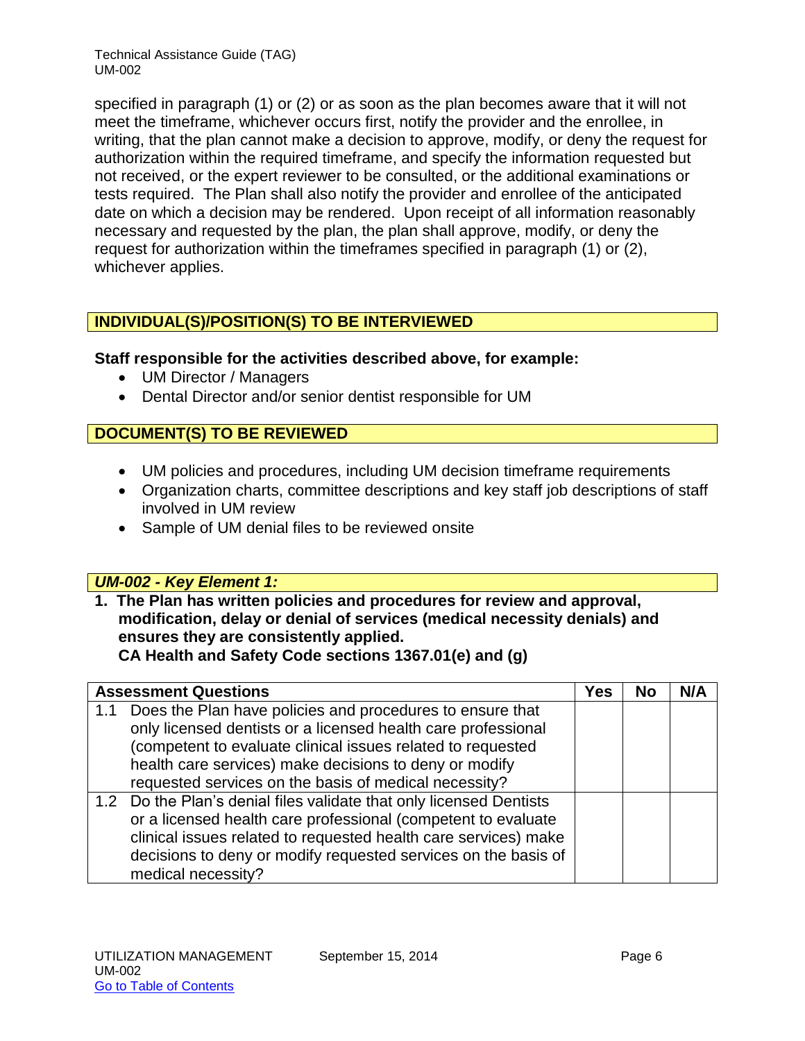specified in paragraph (1) or (2) or as soon as the plan becomes aware that it will not meet the timeframe, whichever occurs first, notify the provider and the enrollee, in writing, that the plan cannot make a decision to approve, modify, or deny the request for authorization within the required timeframe, and specify the information requested but not received, or the expert reviewer to be consulted, or the additional examinations or tests required. The Plan shall also notify the provider and enrollee of the anticipated date on which a decision may be rendered. Upon receipt of all information reasonably necessary and requested by the plan, the plan shall approve, modify, or deny the request for authorization within the timeframes specified in paragraph (1) or (2), whichever applies.

## INDIVIDUAL(S)/POSITION(S) TO BE INTERVIEWED

**Staff responsible for the activities described above, for example:**

- UM Director / Managers
- Dental Director and/or senior dentist responsible for UM

## DOCUMENT(S) TO BE REVIEWED

- UM policies and procedures, including UM decision timeframe requirements
- Organization charts, committee descriptions and key staff job descriptions of staff involved in UM review
- Sample of UM denial files to be reviewed onsite

## *UM-002 - Key Element 1:*

**1. The Plan has written policies and procedures for review and approval, modification, delay or denial of services (medical necessity denials) and ensures they are consistently applied.**
**CA Health and Safety Code sections 1367.01(e) and (g)**

| Assessment Questions | Yes | No | N/A |
|---|---|---|---|
| 1.1 Does the Plan have policies and procedures to ensure that only licensed dentists or a licensed health care professional (competent to evaluate clinical issues related to requested health care services) make decisions to deny or modify requested services on the basis of medical necessity? | | | |
| 1.2 Do the Plan's denial files validate that only licensed Dentists or a licensed health care professional (competent to evaluate clinical issues related to requested health care services) make decisions to deny or modify requested services on the basis of medical necessity? | | | |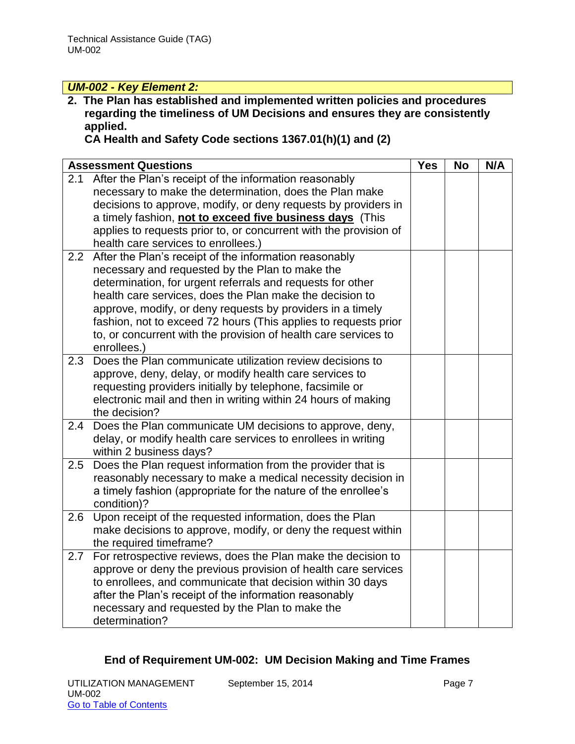### *UM-002 - Key Element 2:*

**2. The Plan has established and implemented written policies and procedures regarding the timeliness of UM Decisions and ensures they are consistently applied.**
**CA Health and Safety Code sections 1367.01(h)(1) and (2)**

| **Assessment Questions** | **Yes** | **No** | **N/A** |
|---|---|---|---|
| 2.1 After the Plan's receipt of the information reasonably necessary to make the determination, does the Plan make decisions to approve, modify, or deny requests by providers in a timely fashion, **not to exceed five business days** (This applies to requests prior to, or concurrent with the provision of health care services to enrollees.) | | | |
| 2.2 After the Plan's receipt of the information reasonably necessary and requested by the Plan to make the determination, for urgent referrals and requests for other health care services, does the Plan make the decision to approve, modify, or deny requests by providers in a timely fashion, not to exceed 72 hours (This applies to requests prior to, or concurrent with the provision of health care services to enrollees.) | | | |
| 2.3 Does the Plan communicate utilization review decisions to approve, deny, delay, or modify health care services to requesting providers initially by telephone, facsimile or electronic mail and then in writing within 24 hours of making the decision? | | | |
| 2.4 Does the Plan communicate UM decisions to approve, deny, delay, or modify health care services to enrollees in writing within 2 business days? | | | |
| 2.5 Does the Plan request information from the provider that is reasonably necessary to make a medical necessity decision in a timely fashion (appropriate for the nature of the enrollee's condition)? | | | |
| 2.6 Upon receipt of the requested information, does the Plan make decisions to approve, modify, or deny the request within the required timeframe? | | | |
| 2.7 For retrospective reviews, does the Plan make the decision to approve or deny the previous provision of health care services to enrollees, and communicate that decision within 30 days after the Plan's receipt of the information reasonably necessary and requested by the Plan to make the determination? | | | |

**End of Requirement UM-002: UM Decision Making and Time Frames**

[Go to Table of Contents]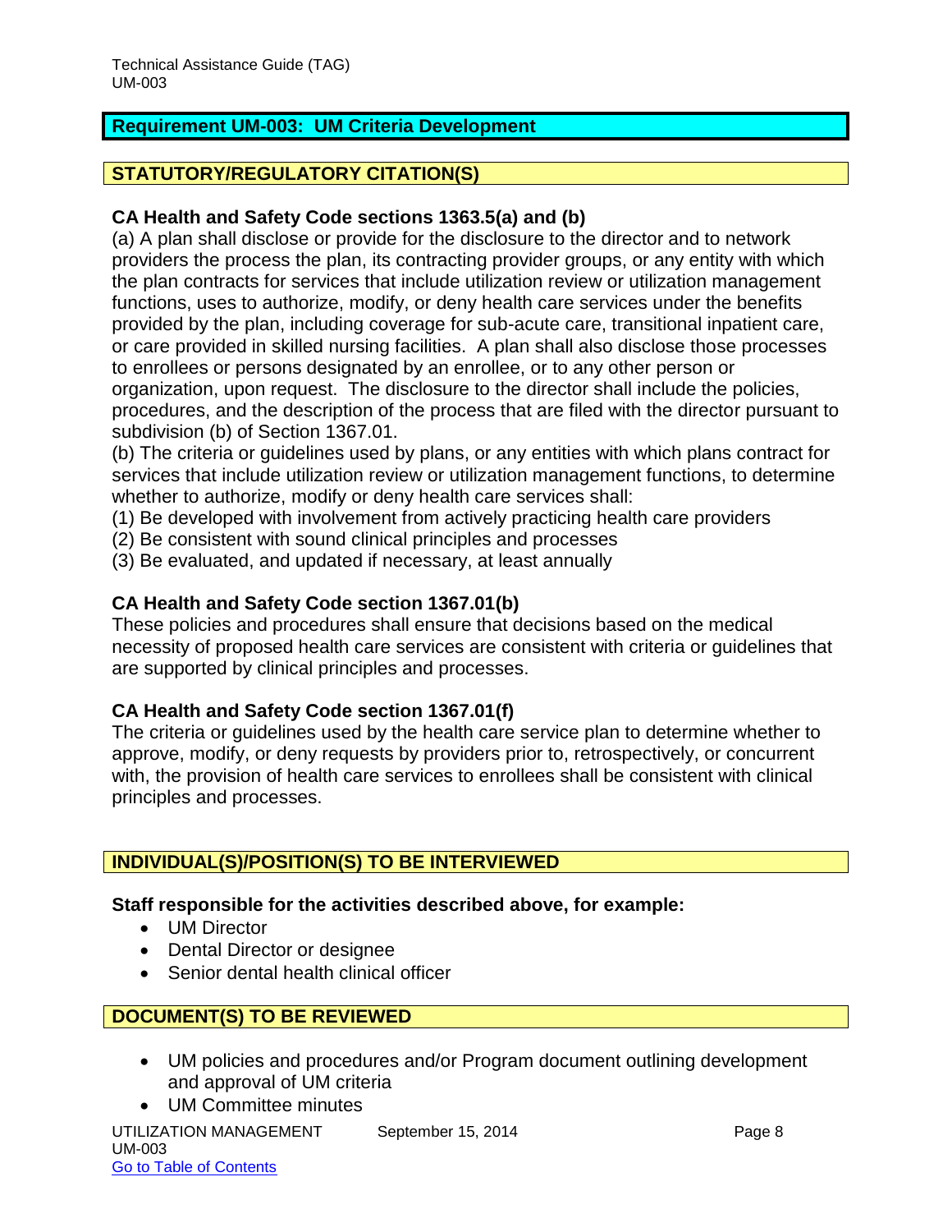## Requirement UM-003: UM Criteria Development

### STATUTORY/REGULATORY CITATION(S)

**CA Health and Safety Code sections 1363.5(a) and (b)**

(a) A plan shall disclose or provide for the disclosure to the director and to network providers the process the plan, its contracting provider groups, or any entity with which the plan contracts for services that include utilization review or utilization management functions, uses to authorize, modify, or deny health care services under the benefits provided by the plan, including coverage for sub-acute care, transitional inpatient care, or care provided in skilled nursing facilities. A plan shall also disclose those processes to enrollees or persons designated by an enrollee, or to any other person or organization, upon request. The disclosure to the director shall include the policies, procedures, and the description of the process that are filed with the director pursuant to subdivision (b) of Section 1367.01.

(b) The criteria or guidelines used by plans, or any entities with which plans contract for services that include utilization review or utilization management functions, to determine whether to authorize, modify or deny health care services shall:

(1) Be developed with involvement from actively practicing health care providers

(2) Be consistent with sound clinical principles and processes

(3) Be evaluated, and updated if necessary, at least annually

**CA Health and Safety Code section 1367.01(b)**

These policies and procedures shall ensure that decisions based on the medical necessity of proposed health care services are consistent with criteria or guidelines that are supported by clinical principles and processes.

**CA Health and Safety Code section 1367.01(f)**

The criteria or guidelines used by the health care service plan to determine whether to approve, modify, or deny requests by providers prior to, retrospectively, or concurrent with, the provision of health care services to enrollees shall be consistent with clinical principles and processes.

### INDIVIDUAL(S)/POSITION(S) TO BE INTERVIEWED

**Staff responsible for the activities described above, for example:**

- UM Director
- Dental Director or designee
- Senior dental health clinical officer

### DOCUMENT(S) TO BE REVIEWED

- UM policies and procedures and/or Program document outlining development and approval of UM criteria
- UM Committee minutes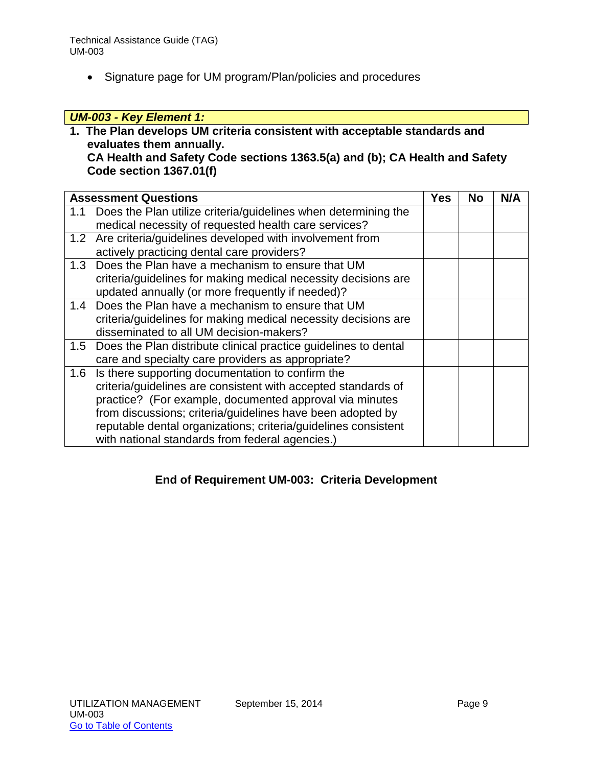- Signature page for UM program/Plan/policies and procedures

### *UM-003 - Key Element 1:*

**1. The Plan develops UM criteria consistent with acceptable standards and evaluates them annually.**
**CA Health and Safety Code sections 1363.5(a) and (b); CA Health and Safety Code section 1367.01(f)**

| Assessment Questions | Yes | No | N/A |
|---|---|---|---|
| 1.1 Does the Plan utilize criteria/guidelines when determining the medical necessity of requested health care services? | | | |
| 1.2 Are criteria/guidelines developed with involvement from actively practicing dental care providers? | | | |
| 1.3 Does the Plan have a mechanism to ensure that UM criteria/guidelines for making medical necessity decisions are updated annually (or more frequently if needed)? | | | |
| 1.4 Does the Plan have a mechanism to ensure that UM criteria/guidelines for making medical necessity decisions are disseminated to all UM decision-makers? | | | |
| 1.5 Does the Plan distribute clinical practice guidelines to dental care and specialty care providers as appropriate? | | | |
| 1.6 Is there supporting documentation to confirm the criteria/guidelines are consistent with accepted standards of practice? (For example, documented approval via minutes from discussions; criteria/guidelines have been adopted by reputable dental organizations; criteria/guidelines consistent with national standards from federal agencies.) | | | |

**End of Requirement UM-003: Criteria Development**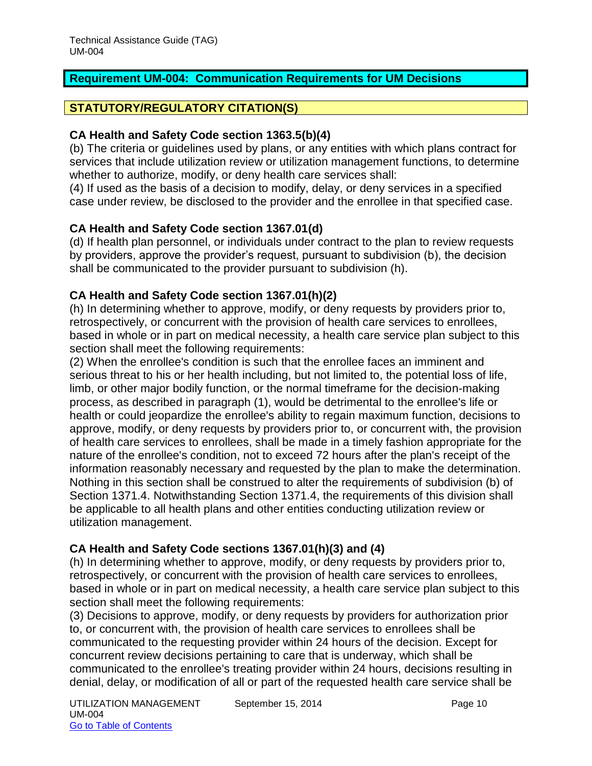## Requirement UM-004: Communication Requirements for UM Decisions

### STATUTORY/REGULATORY CITATION(S)

**CA Health and Safety Code section 1363.5(b)(4)**

(b) The criteria or guidelines used by plans, or any entities with which plans contract for services that include utilization review or utilization management functions, to determine whether to authorize, modify, or deny health care services shall:

(4) If used as the basis of a decision to modify, delay, or deny services in a specified case under review, be disclosed to the provider and the enrollee in that specified case.

**CA Health and Safety Code section 1367.01(d)**

(d) If health plan personnel, or individuals under contract to the plan to review requests by providers, approve the provider's request, pursuant to subdivision (b), the decision shall be communicated to the provider pursuant to subdivision (h).

**CA Health and Safety Code section 1367.01(h)(2)**

(h) In determining whether to approve, modify, or deny requests by providers prior to, retrospectively, or concurrent with the provision of health care services to enrollees, based in whole or in part on medical necessity, a health care service plan subject to this section shall meet the following requirements:

(2) When the enrollee's condition is such that the enrollee faces an imminent and serious threat to his or her health including, but not limited to, the potential loss of life, limb, or other major bodily function, or the normal timeframe for the decision-making process, as described in paragraph (1), would be detrimental to the enrollee's life or health or could jeopardize the enrollee's ability to regain maximum function, decisions to approve, modify, or deny requests by providers prior to, or concurrent with, the provision of health care services to enrollees, shall be made in a timely fashion appropriate for the nature of the enrollee's condition, not to exceed 72 hours after the plan's receipt of the information reasonably necessary and requested by the plan to make the determination. Nothing in this section shall be construed to alter the requirements of subdivision (b) of Section 1371.4. Notwithstanding Section 1371.4, the requirements of this division shall be applicable to all health plans and other entities conducting utilization review or utilization management.

**CA Health and Safety Code sections 1367.01(h)(3) and (4)**

(h) In determining whether to approve, modify, or deny requests by providers prior to, retrospectively, or concurrent with the provision of health care services to enrollees, based in whole or in part on medical necessity, a health care service plan subject to this section shall meet the following requirements:

(3) Decisions to approve, modify, or deny requests by providers for authorization prior to, or concurrent with, the provision of health care services to enrollees shall be communicated to the requesting provider within 24 hours of the decision. Except for concurrent review decisions pertaining to care that is underway, which shall be communicated to the enrollee's treating provider within 24 hours, decisions resulting in denial, delay, or modification of all or part of the requested health care service shall be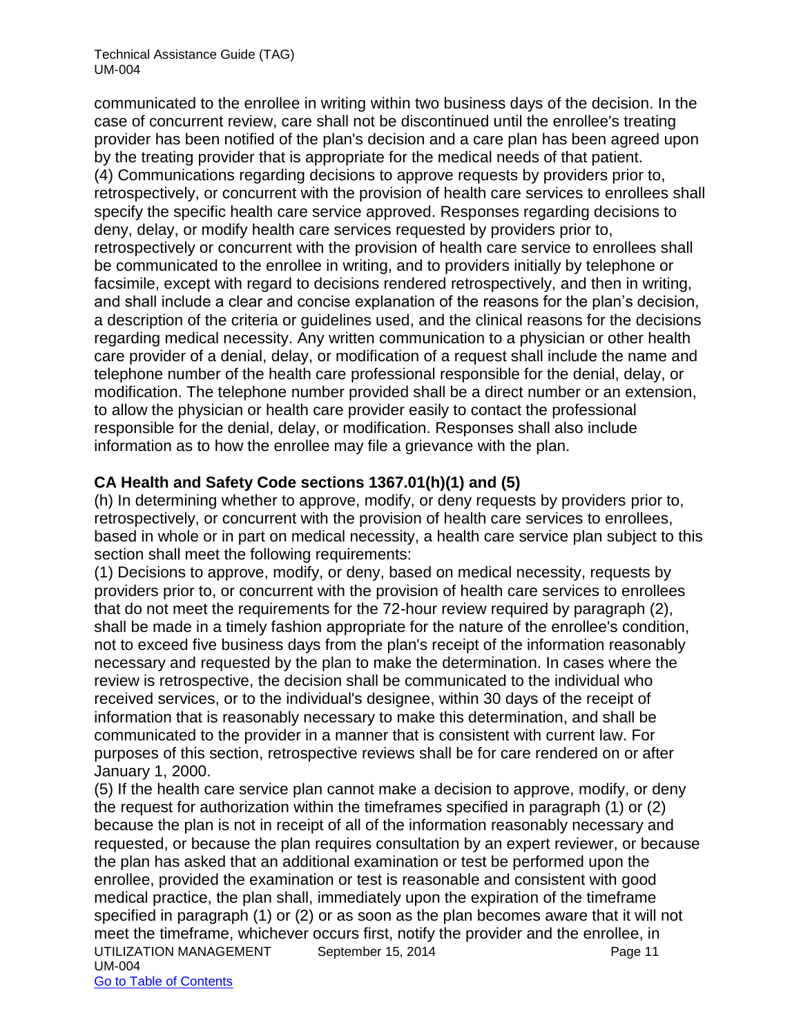communicated to the enrollee in writing within two business days of the decision. In the case of concurrent review, care shall not be discontinued until the enrollee's treating provider has been notified of the plan's decision and a care plan has been agreed upon by the treating provider that is appropriate for the medical needs of that patient.

(4) Communications regarding decisions to approve requests by providers prior to, retrospectively, or concurrent with the provision of health care services to enrollees shall specify the specific health care service approved. Responses regarding decisions to deny, delay, or modify health care services requested by providers prior to, retrospectively or concurrent with the provision of health care service to enrollees shall be communicated to the enrollee in writing, and to providers initially by telephone or facsimile, except with regard to decisions rendered retrospectively, and then in writing, and shall include a clear and concise explanation of the reasons for the plan's decision, a description of the criteria or guidelines used, and the clinical reasons for the decisions regarding medical necessity. Any written communication to a physician or other health care provider of a denial, delay, or modification of a request shall include the name and telephone number of the health care professional responsible for the denial, delay, or modification. The telephone number provided shall be a direct number or an extension, to allow the physician or health care provider easily to contact the professional responsible for the denial, delay, or modification. Responses shall also include information as to how the enrollee may file a grievance with the plan.

**CA Health and Safety Code sections 1367.01(h)(1) and (5)**

(h) In determining whether to approve, modify, or deny requests by providers prior to, retrospectively, or concurrent with the provision of health care services to enrollees, based in whole or in part on medical necessity, a health care service plan subject to this section shall meet the following requirements:

(1) Decisions to approve, modify, or deny, based on medical necessity, requests by providers prior to, or concurrent with the provision of health care services to enrollees that do not meet the requirements for the 72-hour review required by paragraph (2), shall be made in a timely fashion appropriate for the nature of the enrollee's condition, not to exceed five business days from the plan's receipt of the information reasonably necessary and requested by the plan to make the determination. In cases where the review is retrospective, the decision shall be communicated to the individual who received services, or to the individual's designee, within 30 days of the receipt of information that is reasonably necessary to make this determination, and shall be communicated to the provider in a manner that is consistent with current law. For purposes of this section, retrospective reviews shall be for care rendered on or after January 1, 2000.

(5) If the health care service plan cannot make a decision to approve, modify, or deny the request for authorization within the timeframes specified in paragraph (1) or (2) because the plan is not in receipt of all of the information reasonably necessary and requested, or because the plan requires consultation by an expert reviewer, or because the plan has asked that an additional examination or test be performed upon the enrollee, provided the examination or test is reasonable and consistent with good medical practice, the plan shall, immediately upon the expiration of the timeframe specified in paragraph (1) or (2) or as soon as the plan becomes aware that it will not meet the timeframe, whichever occurs first, notify the provider and the enrollee, in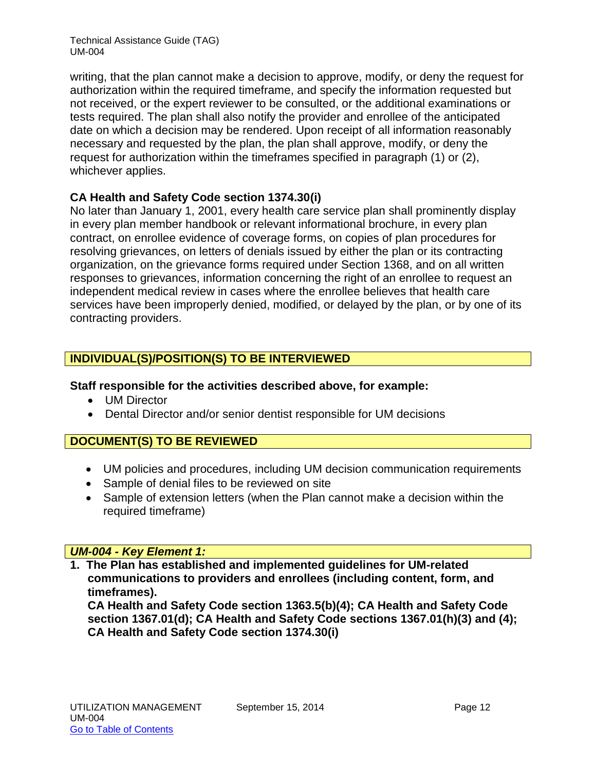writing, that the plan cannot make a decision to approve, modify, or deny the request for authorization within the required timeframe, and specify the information requested but not received, or the expert reviewer to be consulted, or the additional examinations or tests required. The plan shall also notify the provider and enrollee of the anticipated date on which a decision may be rendered. Upon receipt of all information reasonably necessary and requested by the plan, the plan shall approve, modify, or deny the request for authorization within the timeframes specified in paragraph (1) or (2), whichever applies.

**CA Health and Safety Code section 1374.30(i)**
No later than January 1, 2001, every health care service plan shall prominently display in every plan member handbook or relevant informational brochure, in every plan contract, on enrollee evidence of coverage forms, on copies of plan procedures for resolving grievances, on letters of denials issued by either the plan or its contracting organization, on the grievance forms required under Section 1368, and on all written responses to grievances, information concerning the right of an enrollee to request an independent medical review in cases where the enrollee believes that health care services have been improperly denied, modified, or delayed by the plan, or by one of its contracting providers.

## INDIVIDUAL(S)/POSITION(S) TO BE INTERVIEWED

**Staff responsible for the activities described above, for example:**

- UM Director
- Dental Director and/or senior dentist responsible for UM decisions

## DOCUMENT(S) TO BE REVIEWED

- UM policies and procedures, including UM decision communication requirements
- Sample of denial files to be reviewed on site
- Sample of extension letters (when the Plan cannot make a decision within the required timeframe)

## *UM-004 - Key Element 1:*

**1. The Plan has established and implemented guidelines for UM-related communications to providers and enrollees (including content, form, and timeframes).**
**CA Health and Safety Code section 1363.5(b)(4); CA Health and Safety Code section 1367.01(d); CA Health and Safety Code sections 1367.01(h)(3) and (4); CA Health and Safety Code section 1374.30(i)**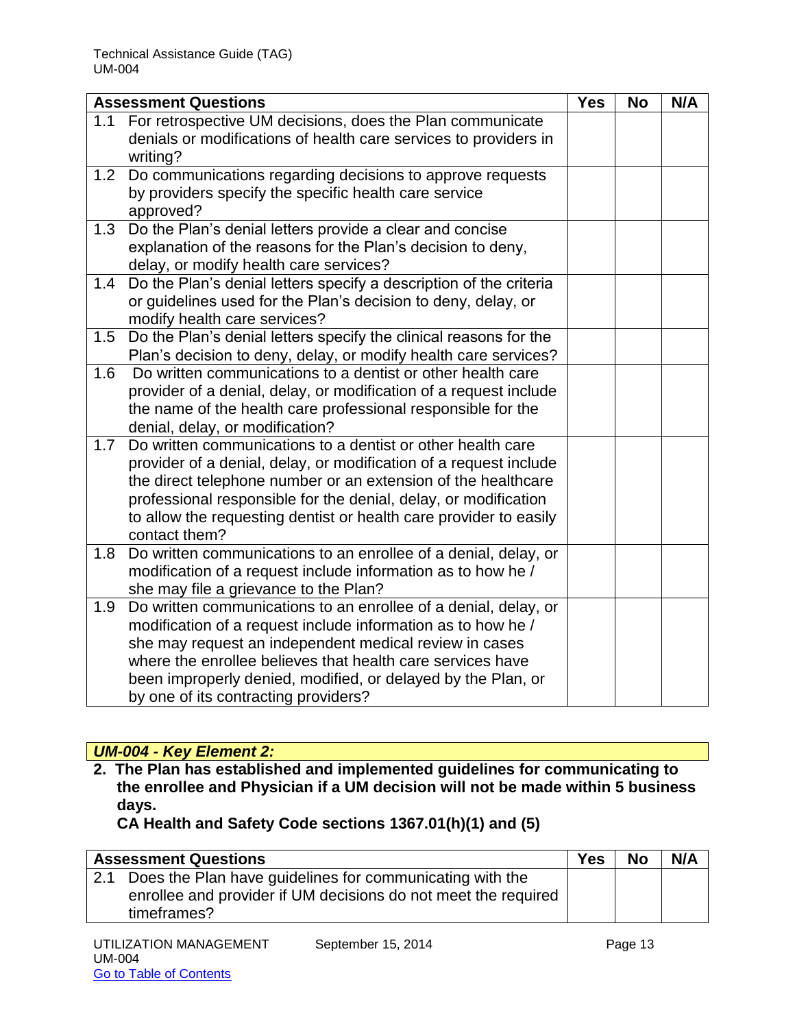| Assessment Questions | Yes | No | N/A |
|---|---|---|---|
| 1.1 For retrospective UM decisions, does the Plan communicate denials or modifications of health care services to providers in writing? | | | |
| 1.2 Do communications regarding decisions to approve requests by providers specify the specific health care service approved? | | | |
| 1.3 Do the Plan's denial letters provide a clear and concise explanation of the reasons for the Plan's decision to deny, delay, or modify health care services? | | | |
| 1.4 Do the Plan's denial letters specify a description of the criteria or guidelines used for the Plan's decision to deny, delay, or modify health care services? | | | |
| 1.5 Do the Plan's denial letters specify the clinical reasons for the Plan's decision to deny, delay, or modify health care services? | | | |
| 1.6 Do written communications to a dentist or other health care provider of a denial, delay, or modification of a request include the name of the health care professional responsible for the denial, delay, or modification? | | | |
| 1.7 Do written communications to a dentist or other health care provider of a denial, delay, or modification of a request include the direct telephone number or an extension of the healthcare professional responsible for the denial, delay, or modification to allow the requesting dentist or health care provider to easily contact them? | | | |
| 1.8 Do written communications to an enrollee of a denial, delay, or modification of a request include information as to how he / she may file a grievance to the Plan? | | | |
| 1.9 Do written communications to an enrollee of a denial, delay, or modification of a request include information as to how he / she may request an independent medical review in cases where the enrollee believes that health care services have been improperly denied, modified, or delayed by the Plan, or by one of its contracting providers? | | | |

### *UM-004 - Key Element 2:*

**2. The Plan has established and implemented guidelines for communicating to the enrollee and Physician if a UM decision will not be made within 5 business days.**

**CA Health and Safety Code sections 1367.01(h)(1) and (5)**

| Assessment Questions | Yes | No | N/A |
|---|---|---|---|
| 2.1 Does the Plan have guidelines for communicating with the enrollee and provider if UM decisions do not meet the required timeframes? | | | |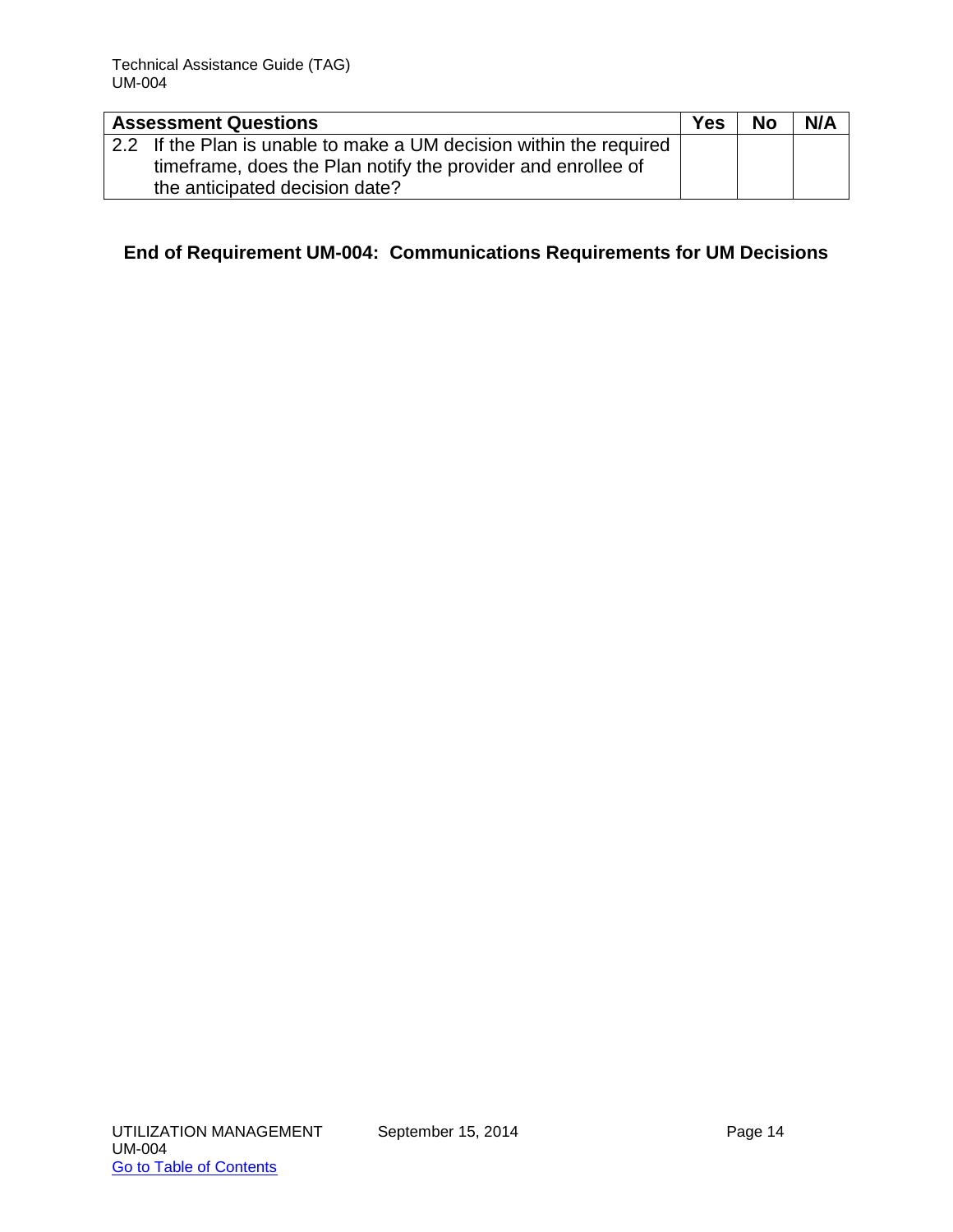| Assessment Questions | Yes | No | N/A |
|---|---|---|---|
| 2.2 If the Plan is unable to make a UM decision within the required timeframe, does the Plan notify the provider and enrollee of the anticipated decision date? | | | |

**End of Requirement UM-004: Communications Requirements for UM Decisions**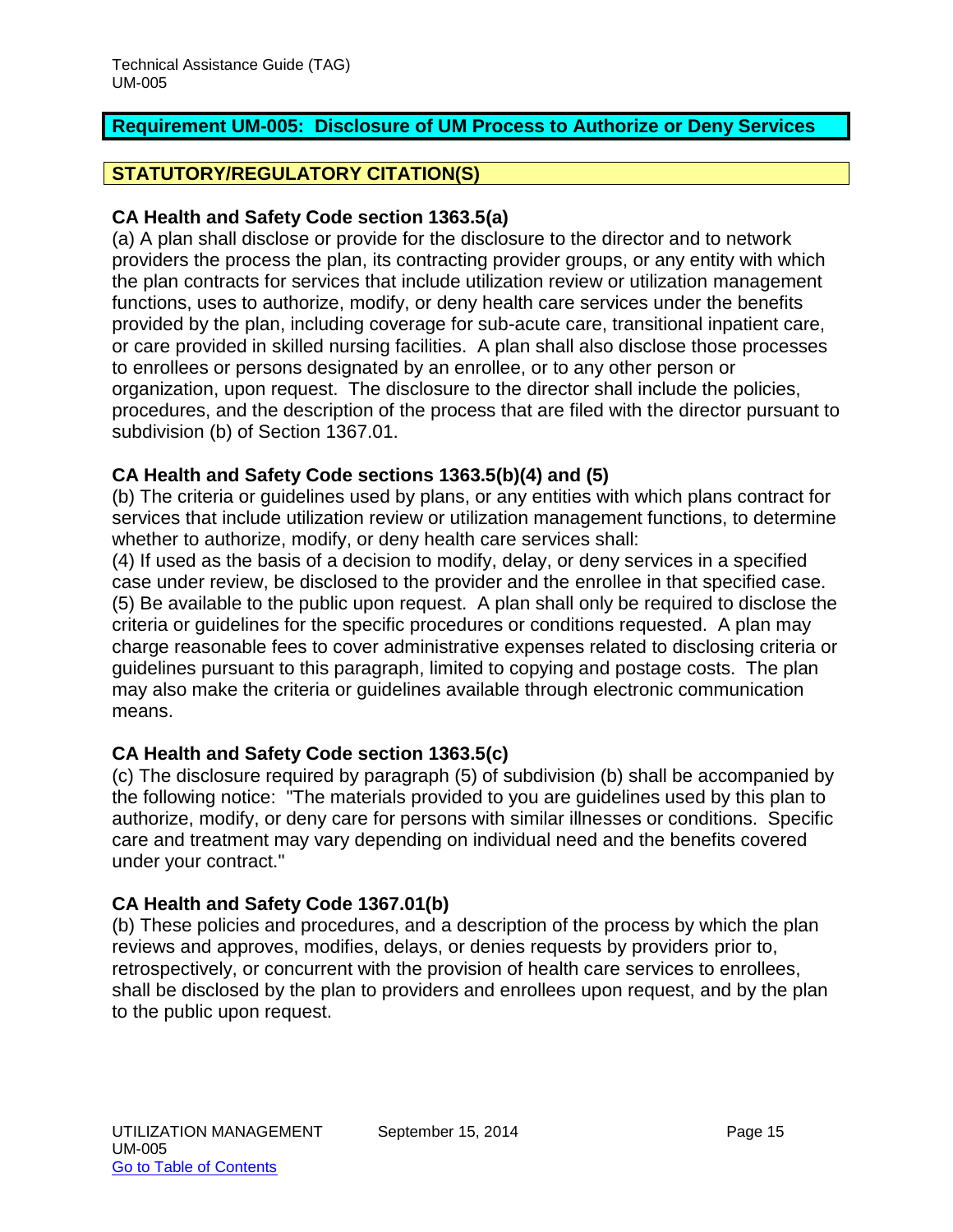## Requirement UM-005: Disclosure of UM Process to Authorize or Deny Services

### STATUTORY/REGULATORY CITATION(S)

**CA Health and Safety Code section 1363.5(a)**

(a) A plan shall disclose or provide for the disclosure to the director and to network providers the process the plan, its contracting provider groups, or any entity with which the plan contracts for services that include utilization review or utilization management functions, uses to authorize, modify, or deny health care services under the benefits provided by the plan, including coverage for sub-acute care, transitional inpatient care, or care provided in skilled nursing facilities. A plan shall also disclose those processes to enrollees or persons designated by an enrollee, or to any other person or organization, upon request. The disclosure to the director shall include the policies, procedures, and the description of the process that are filed with the director pursuant to subdivision (b) of Section 1367.01.

**CA Health and Safety Code sections 1363.5(b)(4) and (5)**

(b) The criteria or guidelines used by plans, or any entities with which plans contract for services that include utilization review or utilization management functions, to determine whether to authorize, modify, or deny health care services shall:

(4) If used as the basis of a decision to modify, delay, or deny services in a specified case under review, be disclosed to the provider and the enrollee in that specified case.

(5) Be available to the public upon request. A plan shall only be required to disclose the criteria or guidelines for the specific procedures or conditions requested. A plan may charge reasonable fees to cover administrative expenses related to disclosing criteria or guidelines pursuant to this paragraph, limited to copying and postage costs. The plan may also make the criteria or guidelines available through electronic communication means.

**CA Health and Safety Code section 1363.5(c)**

(c) The disclosure required by paragraph (5) of subdivision (b) shall be accompanied by the following notice: "The materials provided to you are guidelines used by this plan to authorize, modify, or deny care for persons with similar illnesses or conditions. Specific care and treatment may vary depending on individual need and the benefits covered under your contract."

**CA Health and Safety Code 1367.01(b)**

(b) These policies and procedures, and a description of the process by which the plan reviews and approves, modifies, delays, or denies requests by providers prior to, retrospectively, or concurrent with the provision of health care services to enrollees, shall be disclosed by the plan to providers and enrollees upon request, and by the plan to the public upon request.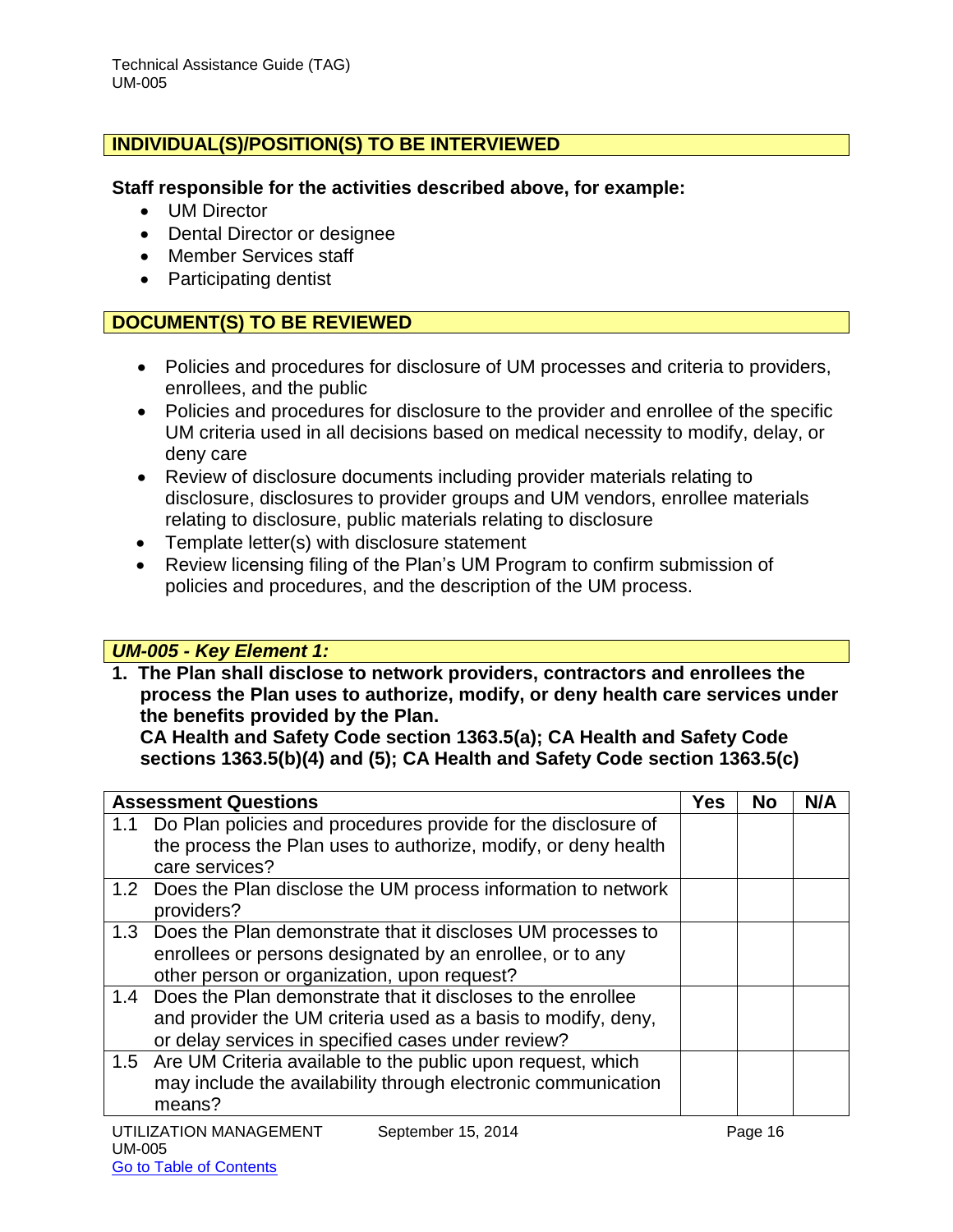## INDIVIDUAL(S)/POSITION(S) TO BE INTERVIEWED

**Staff responsible for the activities described above, for example:**

- UM Director
- Dental Director or designee
- Member Services staff
- Participating dentist

## DOCUMENT(S) TO BE REVIEWED

- Policies and procedures for disclosure of UM processes and criteria to providers, enrollees, and the public
- Policies and procedures for disclosure to the provider and enrollee of the specific UM criteria used in all decisions based on medical necessity to modify, delay, or deny care
- Review of disclosure documents including provider materials relating to disclosure, disclosures to provider groups and UM vendors, enrollee materials relating to disclosure, public materials relating to disclosure
- Template letter(s) with disclosure statement
- Review licensing filing of the Plan's UM Program to confirm submission of policies and procedures, and the description of the UM process.

## *UM-005 - Key Element 1:*

**1. The Plan shall disclose to network providers, contractors and enrollees the process the Plan uses to authorize, modify, or deny health care services under the benefits provided by the Plan.**
**CA Health and Safety Code section 1363.5(a); CA Health and Safety Code sections 1363.5(b)(4) and (5); CA Health and Safety Code section 1363.5(c)**

| Assessment Questions | Yes | No | N/A |
|---|---|---|---|
| 1.1 Do Plan policies and procedures provide for the disclosure of the process the Plan uses to authorize, modify, or deny health care services? | | | |
| 1.2 Does the Plan disclose the UM process information to network providers? | | | |
| 1.3 Does the Plan demonstrate that it discloses UM processes to enrollees or persons designated by an enrollee, or to any other person or organization, upon request? | | | |
| 1.4 Does the Plan demonstrate that it discloses to the enrollee and provider the UM criteria used as a basis to modify, deny, or delay services in specified cases under review? | | | |
| 1.5 Are UM Criteria available to the public upon request, which may include the availability through electronic communication means? | | | |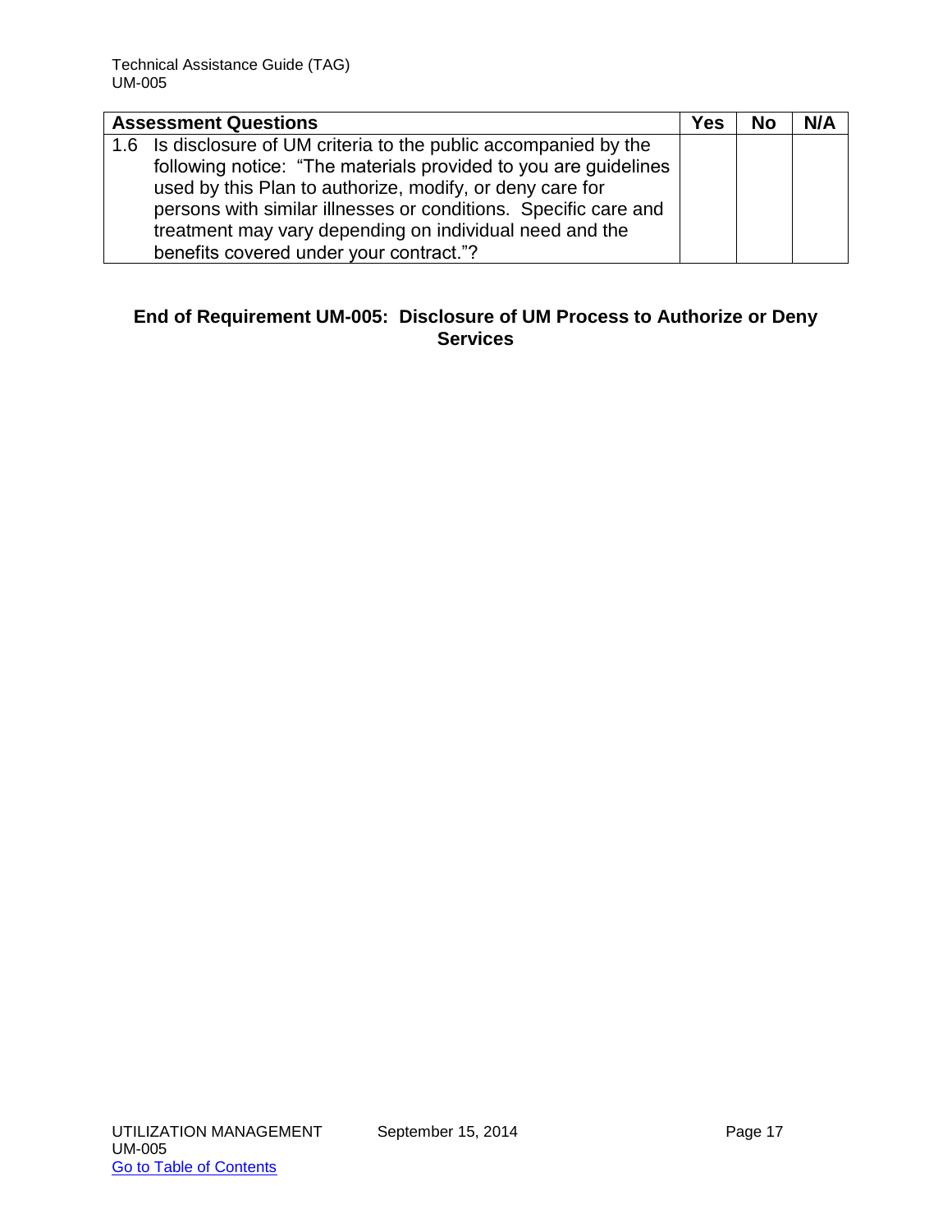| Assessment Questions | Yes | No | N/A |
|---|---|---|---|
| 1.6 Is disclosure of UM criteria to the public accompanied by the following notice: "The materials provided to you are guidelines used by this Plan to authorize, modify, or deny care for persons with similar illnesses or conditions. Specific care and treatment may vary depending on individual need and the benefits covered under your contract."? | | | |

**End of Requirement UM-005: Disclosure of UM Process to Authorize or Deny Services**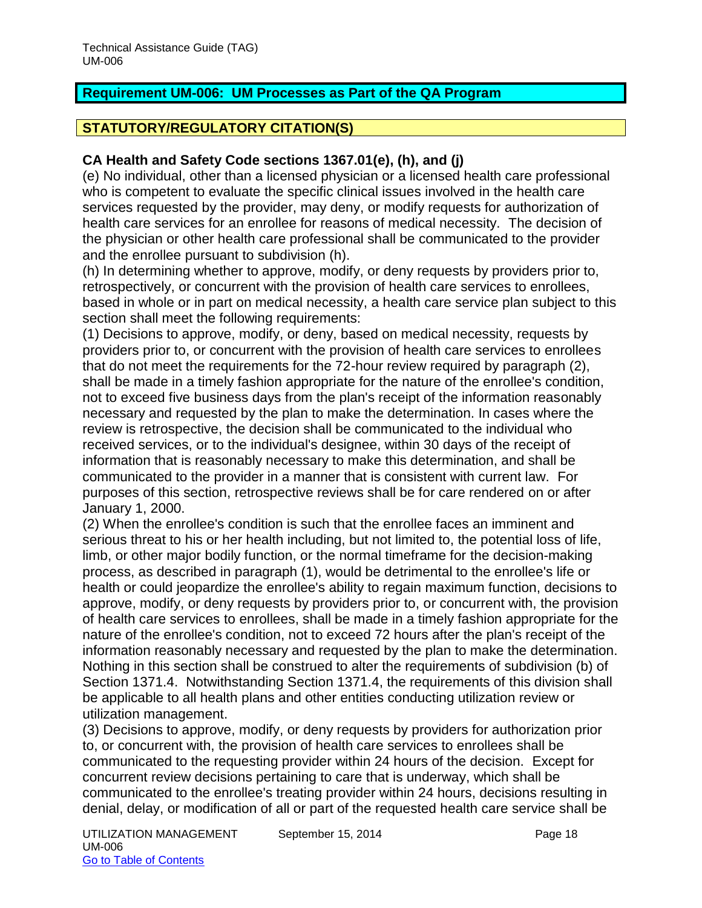## Requirement UM-006: UM Processes as Part of the QA Program

## STATUTORY/REGULATORY CITATION(S)

**CA Health and Safety Code sections 1367.01(e), (h), and (j)**

(e) No individual, other than a licensed physician or a licensed health care professional who is competent to evaluate the specific clinical issues involved in the health care services requested by the provider, may deny, or modify requests for authorization of health care services for an enrollee for reasons of medical necessity. The decision of the physician or other health care professional shall be communicated to the provider and the enrollee pursuant to subdivision (h).

(h) In determining whether to approve, modify, or deny requests by providers prior to, retrospectively, or concurrent with the provision of health care services to enrollees, based in whole or in part on medical necessity, a health care service plan subject to this section shall meet the following requirements:

(1) Decisions to approve, modify, or deny, based on medical necessity, requests by providers prior to, or concurrent with the provision of health care services to enrollees that do not meet the requirements for the 72-hour review required by paragraph (2), shall be made in a timely fashion appropriate for the nature of the enrollee's condition, not to exceed five business days from the plan's receipt of the information reasonably necessary and requested by the plan to make the determination. In cases where the review is retrospective, the decision shall be communicated to the individual who received services, or to the individual's designee, within 30 days of the receipt of information that is reasonably necessary to make this determination, and shall be communicated to the provider in a manner that is consistent with current law. For purposes of this section, retrospective reviews shall be for care rendered on or after January 1, 2000.

(2) When the enrollee's condition is such that the enrollee faces an imminent and serious threat to his or her health including, but not limited to, the potential loss of life, limb, or other major bodily function, or the normal timeframe for the decision-making process, as described in paragraph (1), would be detrimental to the enrollee's life or health or could jeopardize the enrollee's ability to regain maximum function, decisions to approve, modify, or deny requests by providers prior to, or concurrent with, the provision of health care services to enrollees, shall be made in a timely fashion appropriate for the nature of the enrollee's condition, not to exceed 72 hours after the plan's receipt of the information reasonably necessary and requested by the plan to make the determination. Nothing in this section shall be construed to alter the requirements of subdivision (b) of Section 1371.4. Notwithstanding Section 1371.4, the requirements of this division shall be applicable to all health plans and other entities conducting utilization review or utilization management.

(3) Decisions to approve, modify, or deny requests by providers for authorization prior to, or concurrent with, the provision of health care services to enrollees shall be communicated to the requesting provider within 24 hours of the decision. Except for concurrent review decisions pertaining to care that is underway, which shall be communicated to the enrollee's treating provider within 24 hours, decisions resulting in denial, delay, or modification of all or part of the requested health care service shall be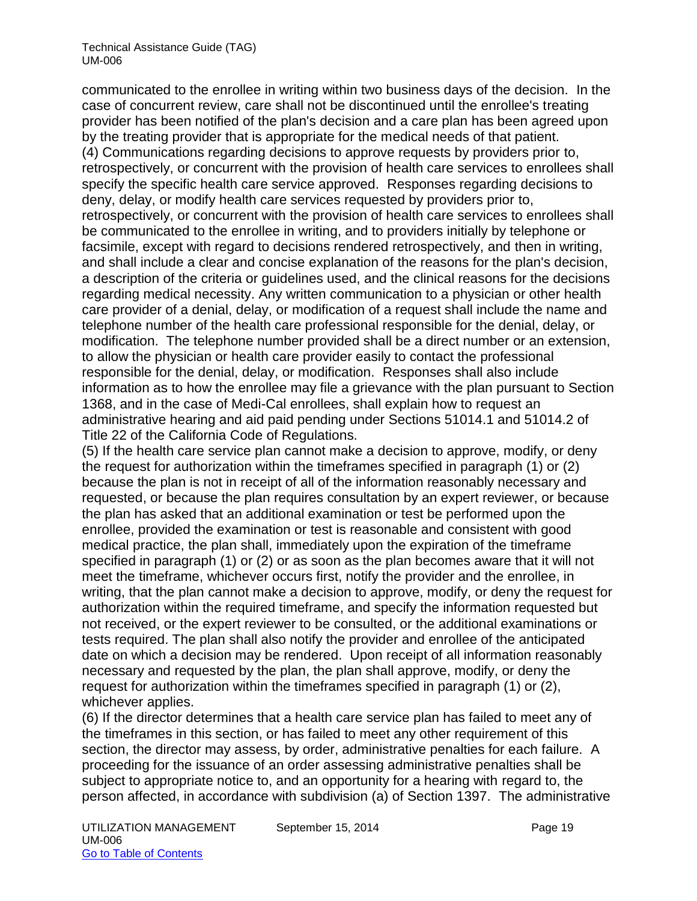communicated to the enrollee in writing within two business days of the decision. In the case of concurrent review, care shall not be discontinued until the enrollee's treating provider has been notified of the plan's decision and a care plan has been agreed upon by the treating provider that is appropriate for the medical needs of that patient.

(4) Communications regarding decisions to approve requests by providers prior to, retrospectively, or concurrent with the provision of health care services to enrollees shall specify the specific health care service approved. Responses regarding decisions to deny, delay, or modify health care services requested by providers prior to, retrospectively, or concurrent with the provision of health care services to enrollees shall be communicated to the enrollee in writing, and to providers initially by telephone or facsimile, except with regard to decisions rendered retrospectively, and then in writing, and shall include a clear and concise explanation of the reasons for the plan's decision, a description of the criteria or guidelines used, and the clinical reasons for the decisions regarding medical necessity. Any written communication to a physician or other health care provider of a denial, delay, or modification of a request shall include the name and telephone number of the health care professional responsible for the denial, delay, or modification. The telephone number provided shall be a direct number or an extension, to allow the physician or health care provider easily to contact the professional responsible for the denial, delay, or modification. Responses shall also include information as to how the enrollee may file a grievance with the plan pursuant to Section 1368, and in the case of Medi-Cal enrollees, shall explain how to request an administrative hearing and aid paid pending under Sections 51014.1 and 51014.2 of Title 22 of the California Code of Regulations.

(5) If the health care service plan cannot make a decision to approve, modify, or deny the request for authorization within the timeframes specified in paragraph (1) or (2) because the plan is not in receipt of all of the information reasonably necessary and requested, or because the plan requires consultation by an expert reviewer, or because the plan has asked that an additional examination or test be performed upon the enrollee, provided the examination or test is reasonable and consistent with good medical practice, the plan shall, immediately upon the expiration of the timeframe specified in paragraph (1) or (2) or as soon as the plan becomes aware that it will not meet the timeframe, whichever occurs first, notify the provider and the enrollee, in writing, that the plan cannot make a decision to approve, modify, or deny the request for authorization within the required timeframe, and specify the information requested but not received, or the expert reviewer to be consulted, or the additional examinations or tests required. The plan shall also notify the provider and enrollee of the anticipated date on which a decision may be rendered. Upon receipt of all information reasonably necessary and requested by the plan, the plan shall approve, modify, or deny the request for authorization within the timeframes specified in paragraph (1) or (2), whichever applies.

(6) If the director determines that a health care service plan has failed to meet any of the timeframes in this section, or has failed to meet any other requirement of this section, the director may assess, by order, administrative penalties for each failure. A proceeding for the issuance of an order assessing administrative penalties shall be subject to appropriate notice to, and an opportunity for a hearing with regard to, the person affected, in accordance with subdivision (a) of Section 1397. The administrative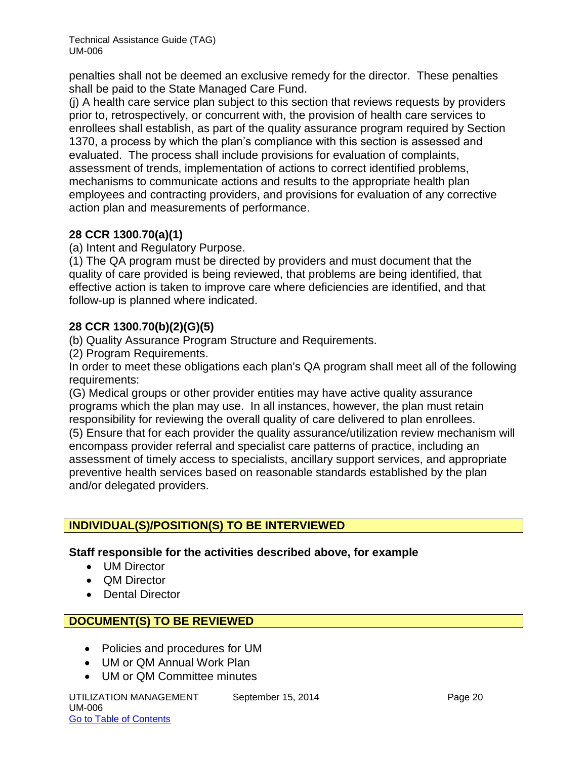penalties shall not be deemed an exclusive remedy for the director. These penalties shall be paid to the State Managed Care Fund.

(j) A health care service plan subject to this section that reviews requests by providers prior to, retrospectively, or concurrent with, the provision of health care services to enrollees shall establish, as part of the quality assurance program required by Section 1370, a process by which the plan's compliance with this section is assessed and evaluated. The process shall include provisions for evaluation of complaints, assessment of trends, implementation of actions to correct identified problems, mechanisms to communicate actions and results to the appropriate health plan employees and contracting providers, and provisions for evaluation of any corrective action plan and measurements of performance.

**28 CCR 1300.70(a)(1)**

(a) Intent and Regulatory Purpose.

(1) The QA program must be directed by providers and must document that the quality of care provided is being reviewed, that problems are being identified, that effective action is taken to improve care where deficiencies are identified, and that follow-up is planned where indicated.

**28 CCR 1300.70(b)(2)(G)(5)**

(b) Quality Assurance Program Structure and Requirements.

(2) Program Requirements.

In order to meet these obligations each plan's QA program shall meet all of the following requirements:

(G) Medical groups or other provider entities may have active quality assurance programs which the plan may use. In all instances, however, the plan must retain responsibility for reviewing the overall quality of care delivered to plan enrollees.

(5) Ensure that for each provider the quality assurance/utilization review mechanism will encompass provider referral and specialist care patterns of practice, including an assessment of timely access to specialists, ancillary support services, and appropriate preventive health services based on reasonable standards established by the plan and/or delegated providers.

## INDIVIDUAL(S)/POSITION(S) TO BE INTERVIEWED

**Staff responsible for the activities described above, for example**

- UM Director
- QM Director
- Dental Director

## DOCUMENT(S) TO BE REVIEWED

- Policies and procedures for UM
- UM or QM Annual Work Plan
- UM or QM Committee minutes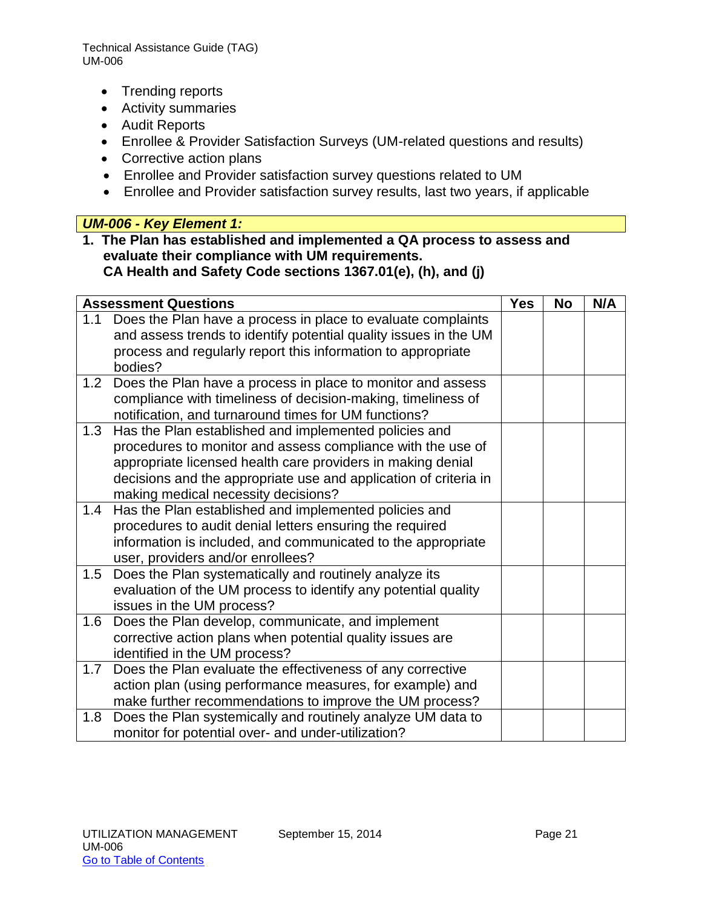- Trending reports
- Activity summaries
- Audit Reports
- Enrollee & Provider Satisfaction Surveys (UM-related questions and results)
- Corrective action plans
- Enrollee and Provider satisfaction survey questions related to UM
- Enrollee and Provider satisfaction survey results, last two years, if applicable

### *UM-006 - Key Element 1:*

**1. The Plan has established and implemented a QA process to assess and evaluate their compliance with UM requirements.**
**CA Health and Safety Code sections 1367.01(e), (h), and (j)**

| Assessment Questions | Yes | No | N/A |
|---|---|---|---|
| 1.1 Does the Plan have a process in place to evaluate complaints and assess trends to identify potential quality issues in the UM process and regularly report this information to appropriate bodies? | | | |
| 1.2 Does the Plan have a process in place to monitor and assess compliance with timeliness of decision-making, timeliness of notification, and turnaround times for UM functions? | | | |
| 1.3 Has the Plan established and implemented policies and procedures to monitor and assess compliance with the use of appropriate licensed health care providers in making denial decisions and the appropriate use and application of criteria in making medical necessity decisions? | | | |
| 1.4 Has the Plan established and implemented policies and procedures to audit denial letters ensuring the required information is included, and communicated to the appropriate user, providers and/or enrollees? | | | |
| 1.5 Does the Plan systematically and routinely analyze its evaluation of the UM process to identify any potential quality issues in the UM process? | | | |
| 1.6 Does the Plan develop, communicate, and implement corrective action plans when potential quality issues are identified in the UM process? | | | |
| 1.7 Does the Plan evaluate the effectiveness of any corrective action plan (using performance measures, for example) and make further recommendations to improve the UM process? | | | |
| 1.8 Does the Plan systemically and routinely analyze UM data to monitor for potential over- and under-utilization? | | | |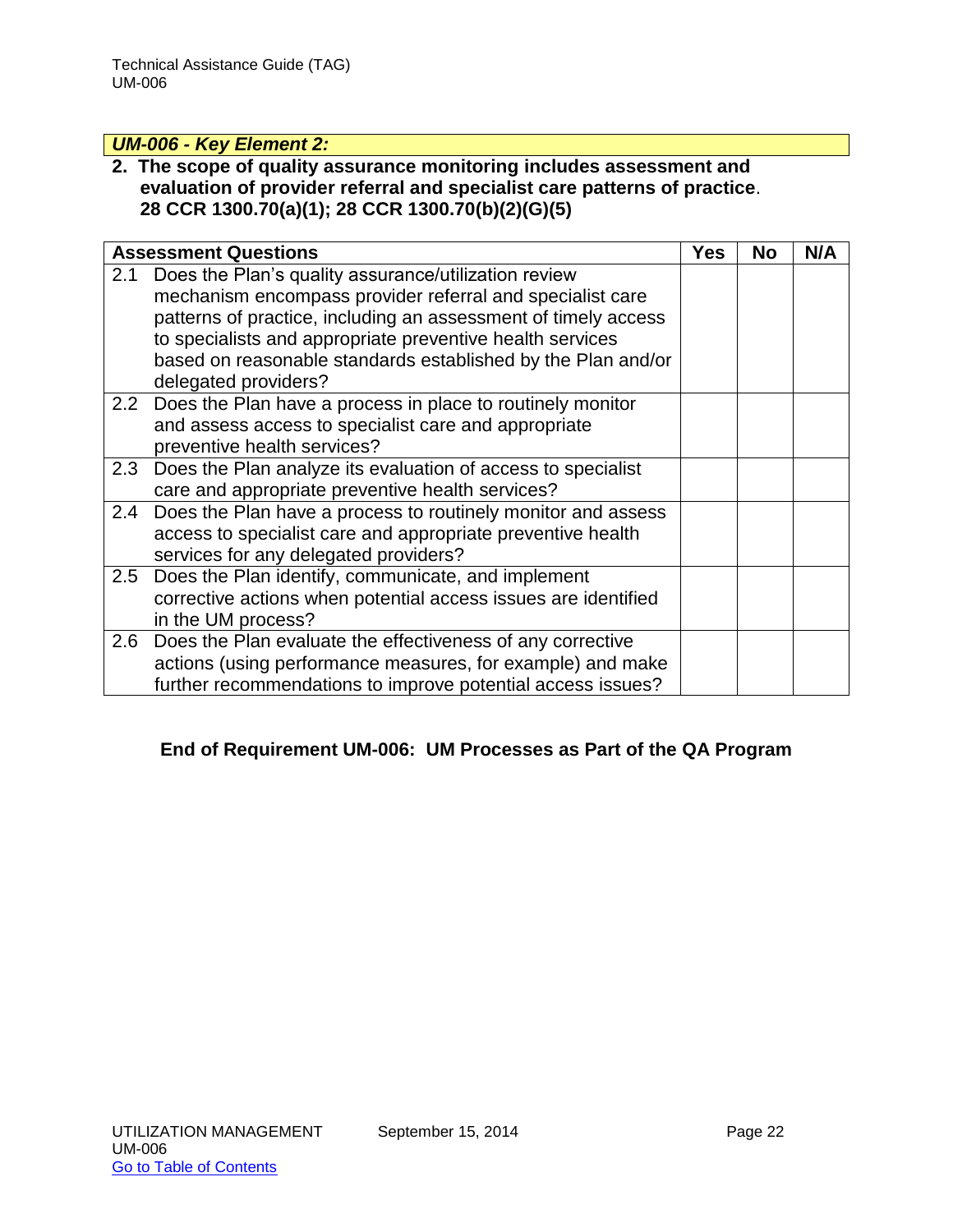### *UM-006 - Key Element 2:*

**2. The scope of quality assurance monitoring includes assessment and evaluation of provider referral and specialist care patterns of practice. 28 CCR 1300.70(a)(1); 28 CCR 1300.70(b)(2)(G)(5)**

| Assessment Questions | Yes | No | N/A |
|---|---|---|---|
| 2.1 Does the Plan's quality assurance/utilization review mechanism encompass provider referral and specialist care patterns of practice, including an assessment of timely access to specialists and appropriate preventive health services based on reasonable standards established by the Plan and/or delegated providers? | | | |
| 2.2 Does the Plan have a process in place to routinely monitor and assess access to specialist care and appropriate preventive health services? | | | |
| 2.3 Does the Plan analyze its evaluation of access to specialist care and appropriate preventive health services? | | | |
| 2.4 Does the Plan have a process to routinely monitor and assess access to specialist care and appropriate preventive health services for any delegated providers? | | | |
| 2.5 Does the Plan identify, communicate, and implement corrective actions when potential access issues are identified in the UM process? | | | |
| 2.6 Does the Plan evaluate the effectiveness of any corrective actions (using performance measures, for example) and make further recommendations to improve potential access issues? | | | |

**End of Requirement UM-006: UM Processes as Part of the QA Program**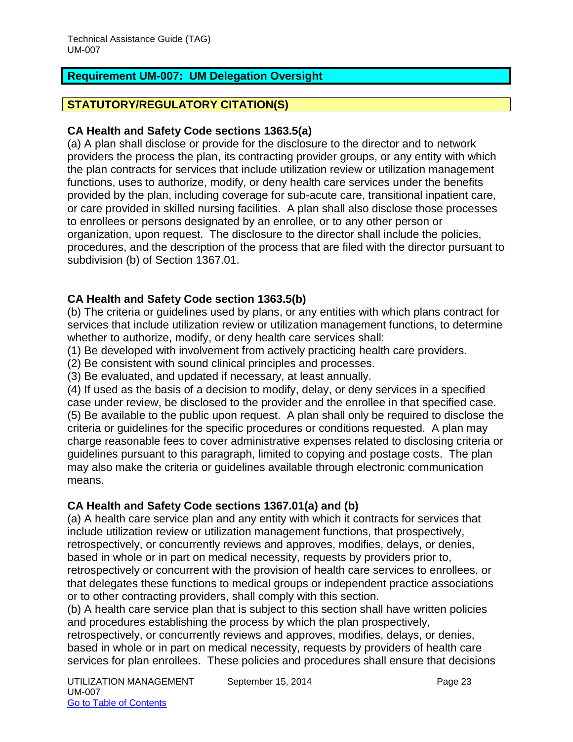## Requirement UM-007: UM Delegation Oversight

### STATUTORY/REGULATORY CITATION(S)

**CA Health and Safety Code sections 1363.5(a)**

(a) A plan shall disclose or provide for the disclosure to the director and to network providers the process the plan, its contracting provider groups, or any entity with which the plan contracts for services that include utilization review or utilization management functions, uses to authorize, modify, or deny health care services under the benefits provided by the plan, including coverage for sub-acute care, transitional inpatient care, or care provided in skilled nursing facilities. A plan shall also disclose those processes to enrollees or persons designated by an enrollee, or to any other person or organization, upon request. The disclosure to the director shall include the policies, procedures, and the description of the process that are filed with the director pursuant to subdivision (b) of Section 1367.01.

**CA Health and Safety Code section 1363.5(b)**

(b) The criteria or guidelines used by plans, or any entities with which plans contract for services that include utilization review or utilization management functions, to determine whether to authorize, modify, or deny health care services shall:

(1) Be developed with involvement from actively practicing health care providers.

(2) Be consistent with sound clinical principles and processes.

(3) Be evaluated, and updated if necessary, at least annually.

(4) If used as the basis of a decision to modify, delay, or deny services in a specified case under review, be disclosed to the provider and the enrollee in that specified case.

(5) Be available to the public upon request. A plan shall only be required to disclose the criteria or guidelines for the specific procedures or conditions requested. A plan may charge reasonable fees to cover administrative expenses related to disclosing criteria or guidelines pursuant to this paragraph, limited to copying and postage costs. The plan may also make the criteria or guidelines available through electronic communication means.

**CA Health and Safety Code sections 1367.01(a) and (b)**

(a) A health care service plan and any entity with which it contracts for services that include utilization review or utilization management functions, that prospectively, retrospectively, or concurrently reviews and approves, modifies, delays, or denies, based in whole or in part on medical necessity, requests by providers prior to, retrospectively or concurrent with the provision of health care services to enrollees, or that delegates these functions to medical groups or independent practice associations or to other contracting providers, shall comply with this section.

(b) A health care service plan that is subject to this section shall have written policies and procedures establishing the process by which the plan prospectively, retrospectively, or concurrently reviews and approves, modifies, delays, or denies, based in whole or in part on medical necessity, requests by providers of health care services for plan enrollees. These policies and procedures shall ensure that decisions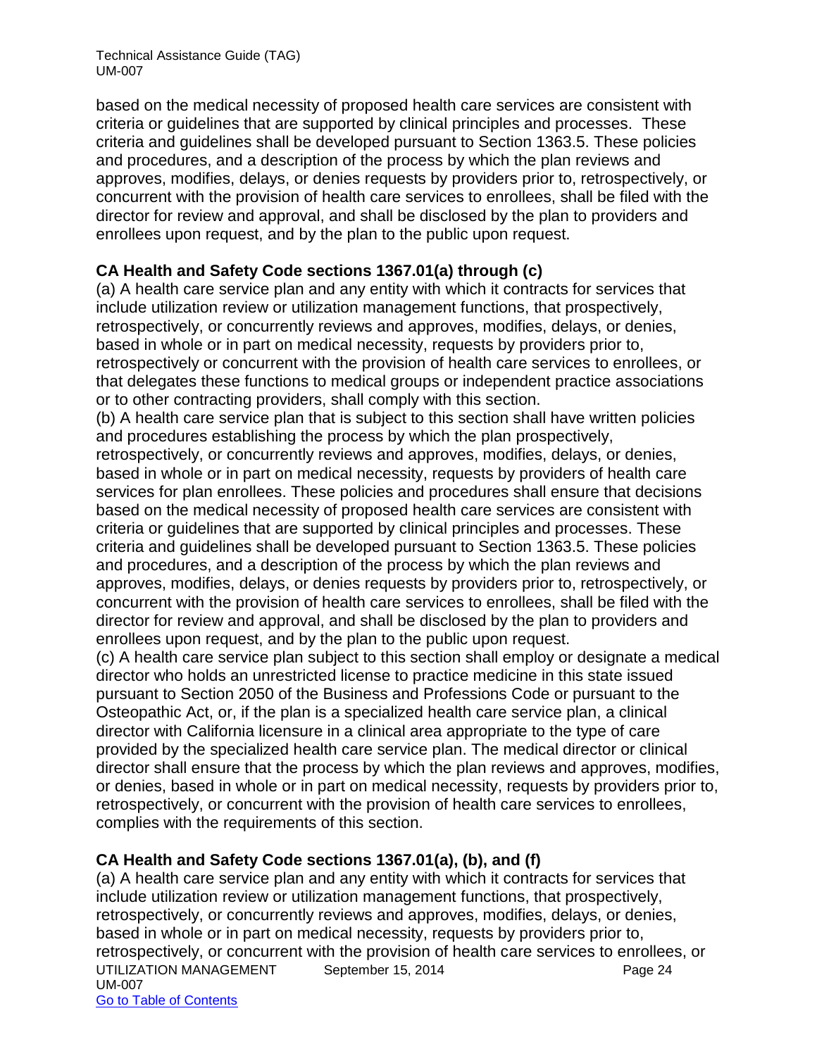based on the medical necessity of proposed health care services are consistent with criteria or guidelines that are supported by clinical principles and processes. These criteria and guidelines shall be developed pursuant to Section 1363.5. These policies and procedures, and a description of the process by which the plan reviews and approves, modifies, delays, or denies requests by providers prior to, retrospectively, or concurrent with the provision of health care services to enrollees, shall be filed with the director for review and approval, and shall be disclosed by the plan to providers and enrollees upon request, and by the plan to the public upon request.

**CA Health and Safety Code sections 1367.01(a) through (c)**

(a) A health care service plan and any entity with which it contracts for services that include utilization review or utilization management functions, that prospectively, retrospectively, or concurrently reviews and approves, modifies, delays, or denies, based in whole or in part on medical necessity, requests by providers prior to, retrospectively or concurrent with the provision of health care services to enrollees, or that delegates these functions to medical groups or independent practice associations or to other contracting providers, shall comply with this section.

(b) A health care service plan that is subject to this section shall have written policies and procedures establishing the process by which the plan prospectively, retrospectively, or concurrently reviews and approves, modifies, delays, or denies, based in whole or in part on medical necessity, requests by providers of health care services for plan enrollees. These policies and procedures shall ensure that decisions based on the medical necessity of proposed health care services are consistent with criteria or guidelines that are supported by clinical principles and processes. These criteria and guidelines shall be developed pursuant to Section 1363.5. These policies and procedures, and a description of the process by which the plan reviews and approves, modifies, delays, or denies requests by providers prior to, retrospectively, or concurrent with the provision of health care services to enrollees, shall be filed with the director for review and approval, and shall be disclosed by the plan to providers and enrollees upon request, and by the plan to the public upon request.

(c) A health care service plan subject to this section shall employ or designate a medical director who holds an unrestricted license to practice medicine in this state issued pursuant to Section 2050 of the Business and Professions Code or pursuant to the Osteopathic Act, or, if the plan is a specialized health care service plan, a clinical director with California licensure in a clinical area appropriate to the type of care provided by the specialized health care service plan. The medical director or clinical director shall ensure that the process by which the plan reviews and approves, modifies, or denies, based in whole or in part on medical necessity, requests by providers prior to, retrospectively, or concurrent with the provision of health care services to enrollees, complies with the requirements of this section.

**CA Health and Safety Code sections 1367.01(a), (b), and (f)**

(a) A health care service plan and any entity with which it contracts for services that include utilization review or utilization management functions, that prospectively, retrospectively, or concurrently reviews and approves, modifies, delays, or denies, based in whole or in part on medical necessity, requests by providers prior to, retrospectively, or concurrent with the provision of health care services to enrollees, or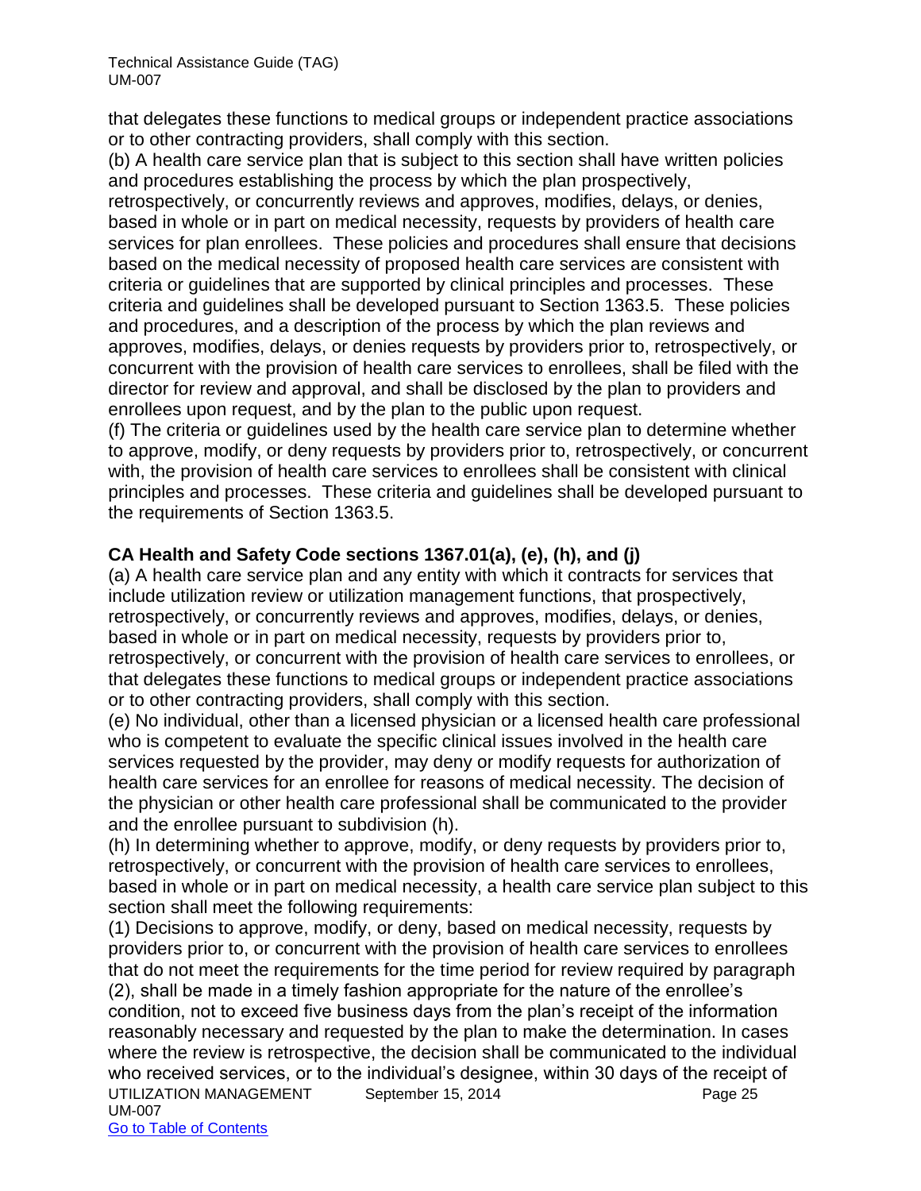that delegates these functions to medical groups or independent practice associations or to other contracting providers, shall comply with this section.

(b) A health care service plan that is subject to this section shall have written policies and procedures establishing the process by which the plan prospectively, retrospectively, or concurrently reviews and approves, modifies, delays, or denies, based in whole or in part on medical necessity, requests by providers of health care services for plan enrollees. These policies and procedures shall ensure that decisions based on the medical necessity of proposed health care services are consistent with criteria or guidelines that are supported by clinical principles and processes. These criteria and guidelines shall be developed pursuant to Section 1363.5. These policies and procedures, and a description of the process by which the plan reviews and approves, modifies, delays, or denies requests by providers prior to, retrospectively, or concurrent with the provision of health care services to enrollees, shall be filed with the director for review and approval, and shall be disclosed by the plan to providers and enrollees upon request, and by the plan to the public upon request.

(f) The criteria or guidelines used by the health care service plan to determine whether to approve, modify, or deny requests by providers prior to, retrospectively, or concurrent with, the provision of health care services to enrollees shall be consistent with clinical principles and processes. These criteria and guidelines shall be developed pursuant to the requirements of Section 1363.5.

**CA Health and Safety Code sections 1367.01(a), (e), (h), and (j)**

(a) A health care service plan and any entity with which it contracts for services that include utilization review or utilization management functions, that prospectively, retrospectively, or concurrently reviews and approves, modifies, delays, or denies, based in whole or in part on medical necessity, requests by providers prior to, retrospectively, or concurrent with the provision of health care services to enrollees, or that delegates these functions to medical groups or independent practice associations or to other contracting providers, shall comply with this section.

(e) No individual, other than a licensed physician or a licensed health care professional who is competent to evaluate the specific clinical issues involved in the health care services requested by the provider, may deny or modify requests for authorization of health care services for an enrollee for reasons of medical necessity. The decision of the physician or other health care professional shall be communicated to the provider and the enrollee pursuant to subdivision (h).

(h) In determining whether to approve, modify, or deny requests by providers prior to, retrospectively, or concurrent with the provision of health care services to enrollees, based in whole or in part on medical necessity, a health care service plan subject to this section shall meet the following requirements:

(1) Decisions to approve, modify, or deny, based on medical necessity, requests by providers prior to, or concurrent with the provision of health care services to enrollees that do not meet the requirements for the time period for review required by paragraph (2), shall be made in a timely fashion appropriate for the nature of the enrollee's condition, not to exceed five business days from the plan's receipt of the information reasonably necessary and requested by the plan to make the determination. In cases where the review is retrospective, the decision shall be communicated to the individual who received services, or to the individual's designee, within 30 days of the receipt of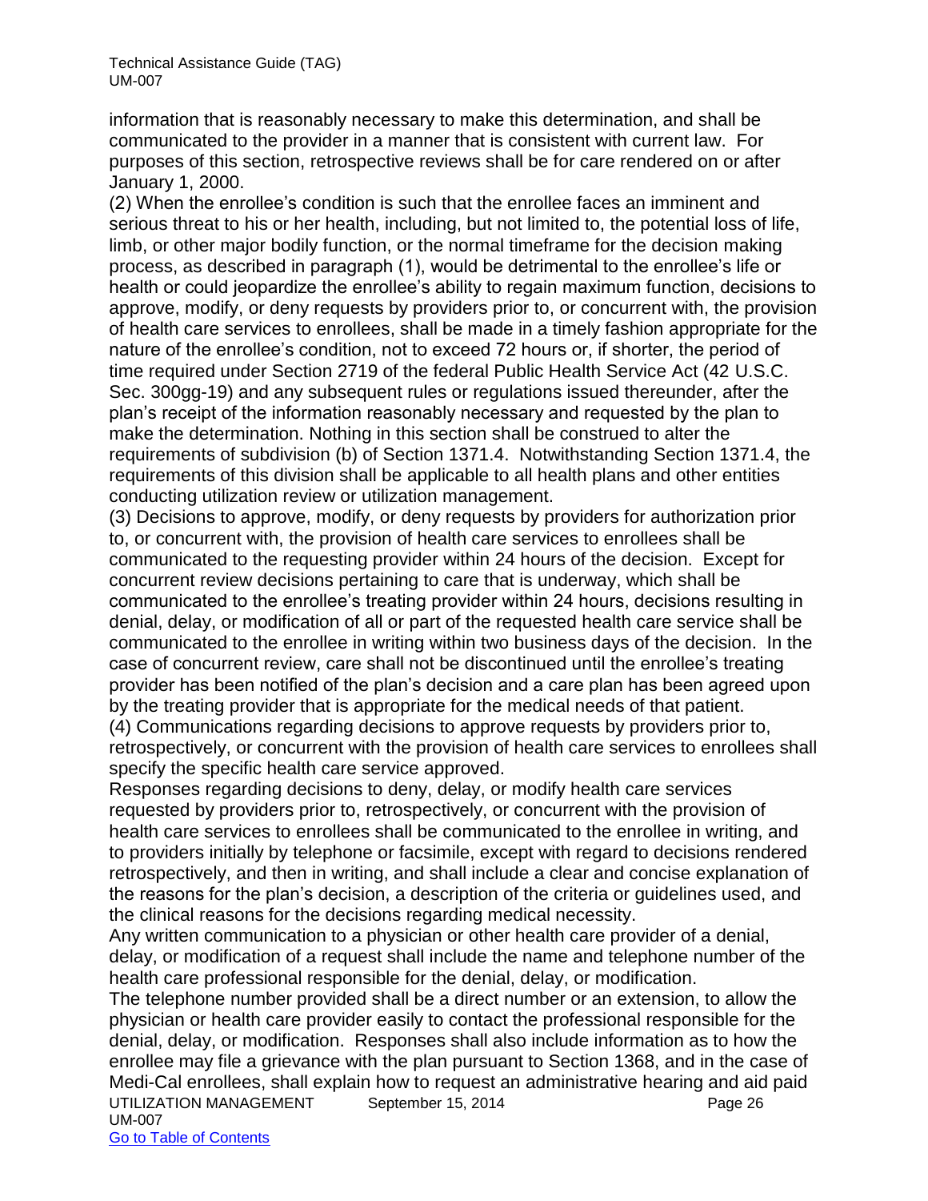information that is reasonably necessary to make this determination, and shall be communicated to the provider in a manner that is consistent with current law. For purposes of this section, retrospective reviews shall be for care rendered on or after January 1, 2000.

(2) When the enrollee's condition is such that the enrollee faces an imminent and serious threat to his or her health, including, but not limited to, the potential loss of life, limb, or other major bodily function, or the normal timeframe for the decision making process, as described in paragraph (1), would be detrimental to the enrollee's life or health or could jeopardize the enrollee's ability to regain maximum function, decisions to approve, modify, or deny requests by providers prior to, or concurrent with, the provision of health care services to enrollees, shall be made in a timely fashion appropriate for the nature of the enrollee's condition, not to exceed 72 hours or, if shorter, the period of time required under Section 2719 of the federal Public Health Service Act (42 U.S.C. Sec. 300gg-19) and any subsequent rules or regulations issued thereunder, after the plan's receipt of the information reasonably necessary and requested by the plan to make the determination. Nothing in this section shall be construed to alter the requirements of subdivision (b) of Section 1371.4. Notwithstanding Section 1371.4, the requirements of this division shall be applicable to all health plans and other entities conducting utilization review or utilization management.

(3) Decisions to approve, modify, or deny requests by providers for authorization prior to, or concurrent with, the provision of health care services to enrollees shall be communicated to the requesting provider within 24 hours of the decision. Except for concurrent review decisions pertaining to care that is underway, which shall be communicated to the enrollee's treating provider within 24 hours, decisions resulting in denial, delay, or modification of all or part of the requested health care service shall be communicated to the enrollee in writing within two business days of the decision. In the case of concurrent review, care shall not be discontinued until the enrollee's treating provider has been notified of the plan's decision and a care plan has been agreed upon by the treating provider that is appropriate for the medical needs of that patient.

(4) Communications regarding decisions to approve requests by providers prior to, retrospectively, or concurrent with the provision of health care services to enrollees shall specify the specific health care service approved.

Responses regarding decisions to deny, delay, or modify health care services requested by providers prior to, retrospectively, or concurrent with the provision of health care services to enrollees shall be communicated to the enrollee in writing, and to providers initially by telephone or facsimile, except with regard to decisions rendered retrospectively, and then in writing, and shall include a clear and concise explanation of the reasons for the plan's decision, a description of the criteria or guidelines used, and the clinical reasons for the decisions regarding medical necessity.

Any written communication to a physician or other health care provider of a denial, delay, or modification of a request shall include the name and telephone number of the health care professional responsible for the denial, delay, or modification.

The telephone number provided shall be a direct number or an extension, to allow the physician or health care provider easily to contact the professional responsible for the denial, delay, or modification. Responses shall also include information as to how the enrollee may file a grievance with the plan pursuant to Section 1368, and in the case of Medi-Cal enrollees, shall explain how to request an administrative hearing and aid paid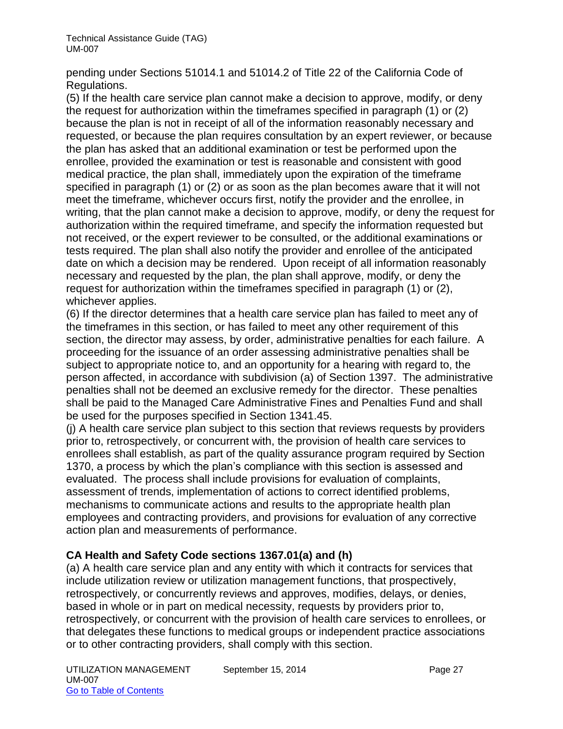pending under Sections 51014.1 and 51014.2 of Title 22 of the California Code of Regulations.

(5) If the health care service plan cannot make a decision to approve, modify, or deny the request for authorization within the timeframes specified in paragraph (1) or (2) because the plan is not in receipt of all of the information reasonably necessary and requested, or because the plan requires consultation by an expert reviewer, or because the plan has asked that an additional examination or test be performed upon the enrollee, provided the examination or test is reasonable and consistent with good medical practice, the plan shall, immediately upon the expiration of the timeframe specified in paragraph (1) or (2) or as soon as the plan becomes aware that it will not meet the timeframe, whichever occurs first, notify the provider and the enrollee, in writing, that the plan cannot make a decision to approve, modify, or deny the request for authorization within the required timeframe, and specify the information requested but not received, or the expert reviewer to be consulted, or the additional examinations or tests required. The plan shall also notify the provider and enrollee of the anticipated date on which a decision may be rendered. Upon receipt of all information reasonably necessary and requested by the plan, the plan shall approve, modify, or deny the request for authorization within the timeframes specified in paragraph (1) or (2), whichever applies.

(6) If the director determines that a health care service plan has failed to meet any of the timeframes in this section, or has failed to meet any other requirement of this section, the director may assess, by order, administrative penalties for each failure. A proceeding for the issuance of an order assessing administrative penalties shall be subject to appropriate notice to, and an opportunity for a hearing with regard to, the person affected, in accordance with subdivision (a) of Section 1397. The administrative penalties shall not be deemed an exclusive remedy for the director. These penalties shall be paid to the Managed Care Administrative Fines and Penalties Fund and shall be used for the purposes specified in Section 1341.45.

(j) A health care service plan subject to this section that reviews requests by providers prior to, retrospectively, or concurrent with, the provision of health care services to enrollees shall establish, as part of the quality assurance program required by Section 1370, a process by which the plan's compliance with this section is assessed and evaluated. The process shall include provisions for evaluation of complaints, assessment of trends, implementation of actions to correct identified problems, mechanisms to communicate actions and results to the appropriate health plan employees and contracting providers, and provisions for evaluation of any corrective action plan and measurements of performance.

**CA Health and Safety Code sections 1367.01(a) and (h)**

(a) A health care service plan and any entity with which it contracts for services that include utilization review or utilization management functions, that prospectively, retrospectively, or concurrently reviews and approves, modifies, delays, or denies, based in whole or in part on medical necessity, requests by providers prior to, retrospectively, or concurrent with the provision of health care services to enrollees, or that delegates these functions to medical groups or independent practice associations or to other contracting providers, shall comply with this section.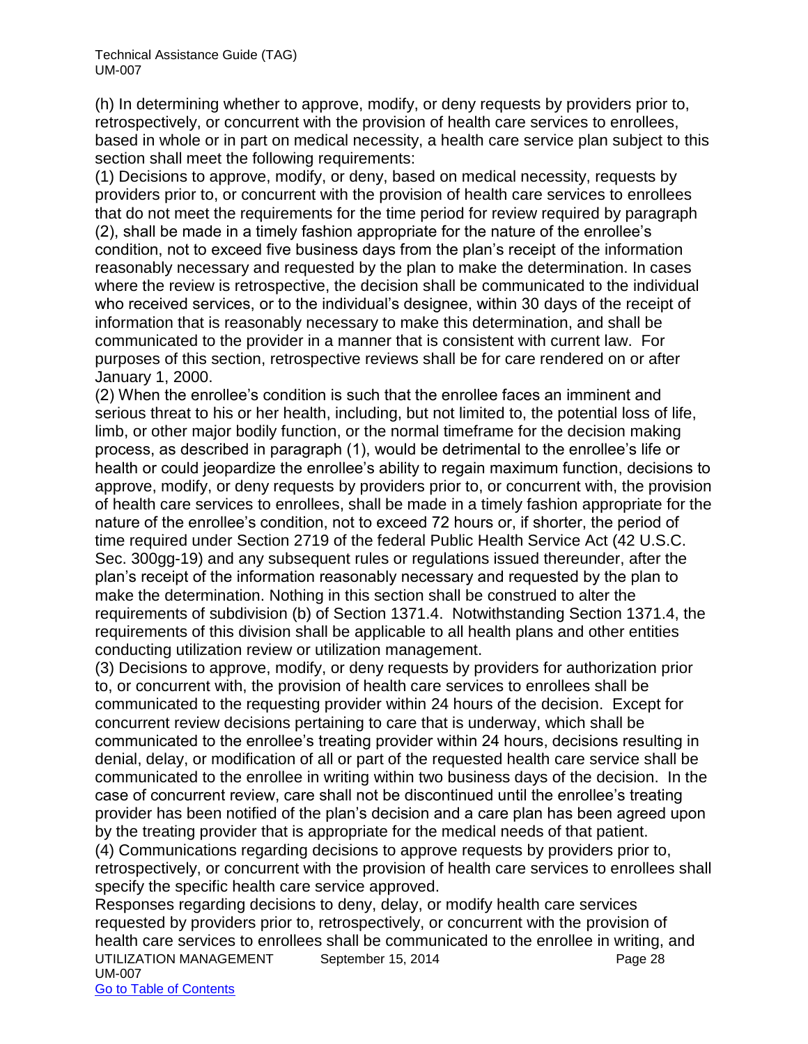(h) In determining whether to approve, modify, or deny requests by providers prior to, retrospectively, or concurrent with the provision of health care services to enrollees, based in whole or in part on medical necessity, a health care service plan subject to this section shall meet the following requirements:

(1) Decisions to approve, modify, or deny, based on medical necessity, requests by providers prior to, or concurrent with the provision of health care services to enrollees that do not meet the requirements for the time period for review required by paragraph (2), shall be made in a timely fashion appropriate for the nature of the enrollee's condition, not to exceed five business days from the plan's receipt of the information reasonably necessary and requested by the plan to make the determination. In cases where the review is retrospective, the decision shall be communicated to the individual who received services, or to the individual's designee, within 30 days of the receipt of information that is reasonably necessary to make this determination, and shall be communicated to the provider in a manner that is consistent with current law. For purposes of this section, retrospective reviews shall be for care rendered on or after January 1, 2000.

(2) When the enrollee's condition is such that the enrollee faces an imminent and serious threat to his or her health, including, but not limited to, the potential loss of life, limb, or other major bodily function, or the normal timeframe for the decision making process, as described in paragraph (1), would be detrimental to the enrollee's life or health or could jeopardize the enrollee's ability to regain maximum function, decisions to approve, modify, or deny requests by providers prior to, or concurrent with, the provision of health care services to enrollees, shall be made in a timely fashion appropriate for the nature of the enrollee's condition, not to exceed 72 hours or, if shorter, the period of time required under Section 2719 of the federal Public Health Service Act (42 U.S.C. Sec. 300gg-19) and any subsequent rules or regulations issued thereunder, after the plan's receipt of the information reasonably necessary and requested by the plan to make the determination. Nothing in this section shall be construed to alter the requirements of subdivision (b) of Section 1371.4. Notwithstanding Section 1371.4, the requirements of this division shall be applicable to all health plans and other entities conducting utilization review or utilization management.

(3) Decisions to approve, modify, or deny requests by providers for authorization prior to, or concurrent with, the provision of health care services to enrollees shall be communicated to the requesting provider within 24 hours of the decision. Except for concurrent review decisions pertaining to care that is underway, which shall be communicated to the enrollee's treating provider within 24 hours, decisions resulting in denial, delay, or modification of all or part of the requested health care service shall be communicated to the enrollee in writing within two business days of the decision. In the case of concurrent review, care shall not be discontinued until the enrollee's treating provider has been notified of the plan's decision and a care plan has been agreed upon by the treating provider that is appropriate for the medical needs of that patient.

(4) Communications regarding decisions to approve requests by providers prior to, retrospectively, or concurrent with the provision of health care services to enrollees shall specify the specific health care service approved.

Responses regarding decisions to deny, delay, or modify health care services requested by providers prior to, retrospectively, or concurrent with the provision of health care services to enrollees shall be communicated to the enrollee in writing, and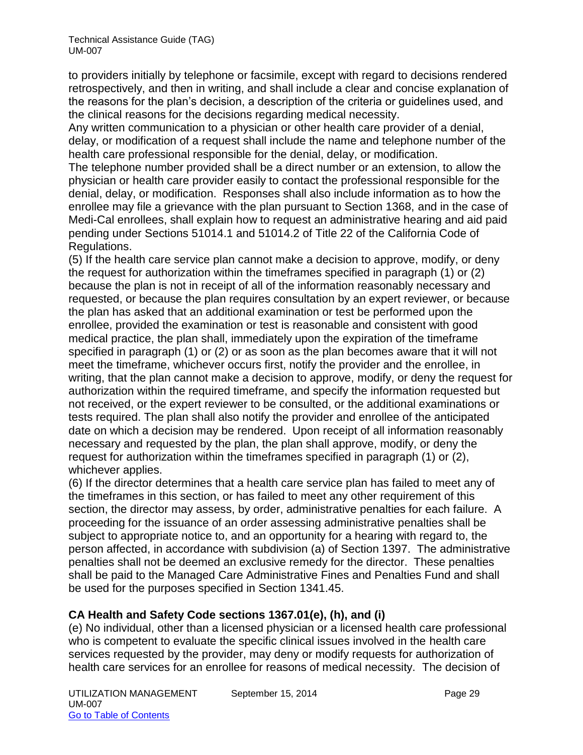to providers initially by telephone or facsimile, except with regard to decisions rendered retrospectively, and then in writing, and shall include a clear and concise explanation of the reasons for the plan's decision, a description of the criteria or guidelines used, and the clinical reasons for the decisions regarding medical necessity.
Any written communication to a physician or other health care provider of a denial, delay, or modification of a request shall include the name and telephone number of the health care professional responsible for the denial, delay, or modification.
The telephone number provided shall be a direct number or an extension, to allow the physician or health care provider easily to contact the professional responsible for the denial, delay, or modification. Responses shall also include information as to how the enrollee may file a grievance with the plan pursuant to Section 1368, and in the case of Medi-Cal enrollees, shall explain how to request an administrative hearing and aid paid pending under Sections 51014.1 and 51014.2 of Title 22 of the California Code of Regulations.
(5) If the health care service plan cannot make a decision to approve, modify, or deny the request for authorization within the timeframes specified in paragraph (1) or (2) because the plan is not in receipt of all of the information reasonably necessary and requested, or because the plan requires consultation by an expert reviewer, or because the plan has asked that an additional examination or test be performed upon the enrollee, provided the examination or test is reasonable and consistent with good medical practice, the plan shall, immediately upon the expiration of the timeframe specified in paragraph (1) or (2) or as soon as the plan becomes aware that it will not meet the timeframe, whichever occurs first, notify the provider and the enrollee, in writing, that the plan cannot make a decision to approve, modify, or deny the request for authorization within the required timeframe, and specify the information requested but not received, or the expert reviewer to be consulted, or the additional examinations or tests required. The plan shall also notify the provider and enrollee of the anticipated date on which a decision may be rendered. Upon receipt of all information reasonably necessary and requested by the plan, the plan shall approve, modify, or deny the request for authorization within the timeframes specified in paragraph (1) or (2), whichever applies.
(6) If the director determines that a health care service plan has failed to meet any of the timeframes in this section, or has failed to meet any other requirement of this section, the director may assess, by order, administrative penalties for each failure. A proceeding for the issuance of an order assessing administrative penalties shall be subject to appropriate notice to, and an opportunity for a hearing with regard to, the person affected, in accordance with subdivision (a) of Section 1397. The administrative penalties shall not be deemed an exclusive remedy for the director. These penalties shall be paid to the Managed Care Administrative Fines and Penalties Fund and shall be used for the purposes specified in Section 1341.45.

**CA Health and Safety Code sections 1367.01(e), (h), and (i)**

(e) No individual, other than a licensed physician or a licensed health care professional who is competent to evaluate the specific clinical issues involved in the health care services requested by the provider, may deny or modify requests for authorization of health care services for an enrollee for reasons of medical necessity. The decision of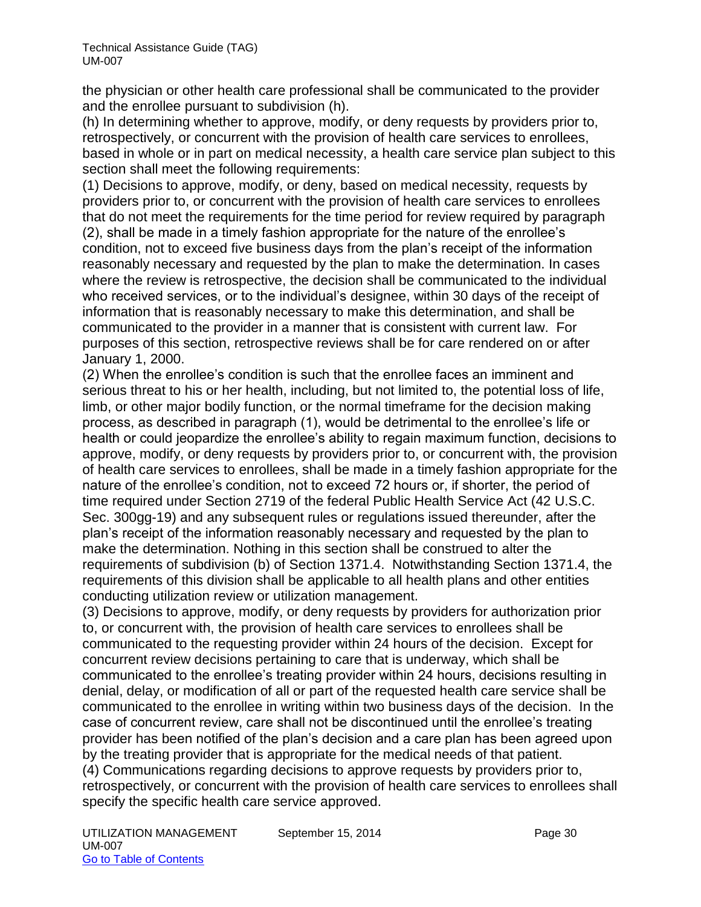the physician or other health care professional shall be communicated to the provider and the enrollee pursuant to subdivision (h).

(h) In determining whether to approve, modify, or deny requests by providers prior to, retrospectively, or concurrent with the provision of health care services to enrollees, based in whole or in part on medical necessity, a health care service plan subject to this section shall meet the following requirements:

(1) Decisions to approve, modify, or deny, based on medical necessity, requests by providers prior to, or concurrent with the provision of health care services to enrollees that do not meet the requirements for the time period for review required by paragraph (2), shall be made in a timely fashion appropriate for the nature of the enrollee's condition, not to exceed five business days from the plan's receipt of the information reasonably necessary and requested by the plan to make the determination. In cases where the review is retrospective, the decision shall be communicated to the individual who received services, or to the individual's designee, within 30 days of the receipt of information that is reasonably necessary to make this determination, and shall be communicated to the provider in a manner that is consistent with current law. For purposes of this section, retrospective reviews shall be for care rendered on or after January 1, 2000.

(2) When the enrollee's condition is such that the enrollee faces an imminent and serious threat to his or her health, including, but not limited to, the potential loss of life, limb, or other major bodily function, or the normal timeframe for the decision making process, as described in paragraph (1), would be detrimental to the enrollee's life or health or could jeopardize the enrollee's ability to regain maximum function, decisions to approve, modify, or deny requests by providers prior to, or concurrent with, the provision of health care services to enrollees, shall be made in a timely fashion appropriate for the nature of the enrollee's condition, not to exceed 72 hours or, if shorter, the period of time required under Section 2719 of the federal Public Health Service Act (42 U.S.C. Sec. 300gg-19) and any subsequent rules or regulations issued thereunder, after the plan's receipt of the information reasonably necessary and requested by the plan to make the determination. Nothing in this section shall be construed to alter the requirements of subdivision (b) of Section 1371.4. Notwithstanding Section 1371.4, the requirements of this division shall be applicable to all health plans and other entities conducting utilization review or utilization management.

(3) Decisions to approve, modify, or deny requests by providers for authorization prior to, or concurrent with, the provision of health care services to enrollees shall be communicated to the requesting provider within 24 hours of the decision. Except for concurrent review decisions pertaining to care that is underway, which shall be communicated to the enrollee's treating provider within 24 hours, decisions resulting in denial, delay, or modification of all or part of the requested health care service shall be communicated to the enrollee in writing within two business days of the decision. In the case of concurrent review, care shall not be discontinued until the enrollee's treating provider has been notified of the plan's decision and a care plan has been agreed upon by the treating provider that is appropriate for the medical needs of that patient.

(4) Communications regarding decisions to approve requests by providers prior to, retrospectively, or concurrent with the provision of health care services to enrollees shall specify the specific health care service approved.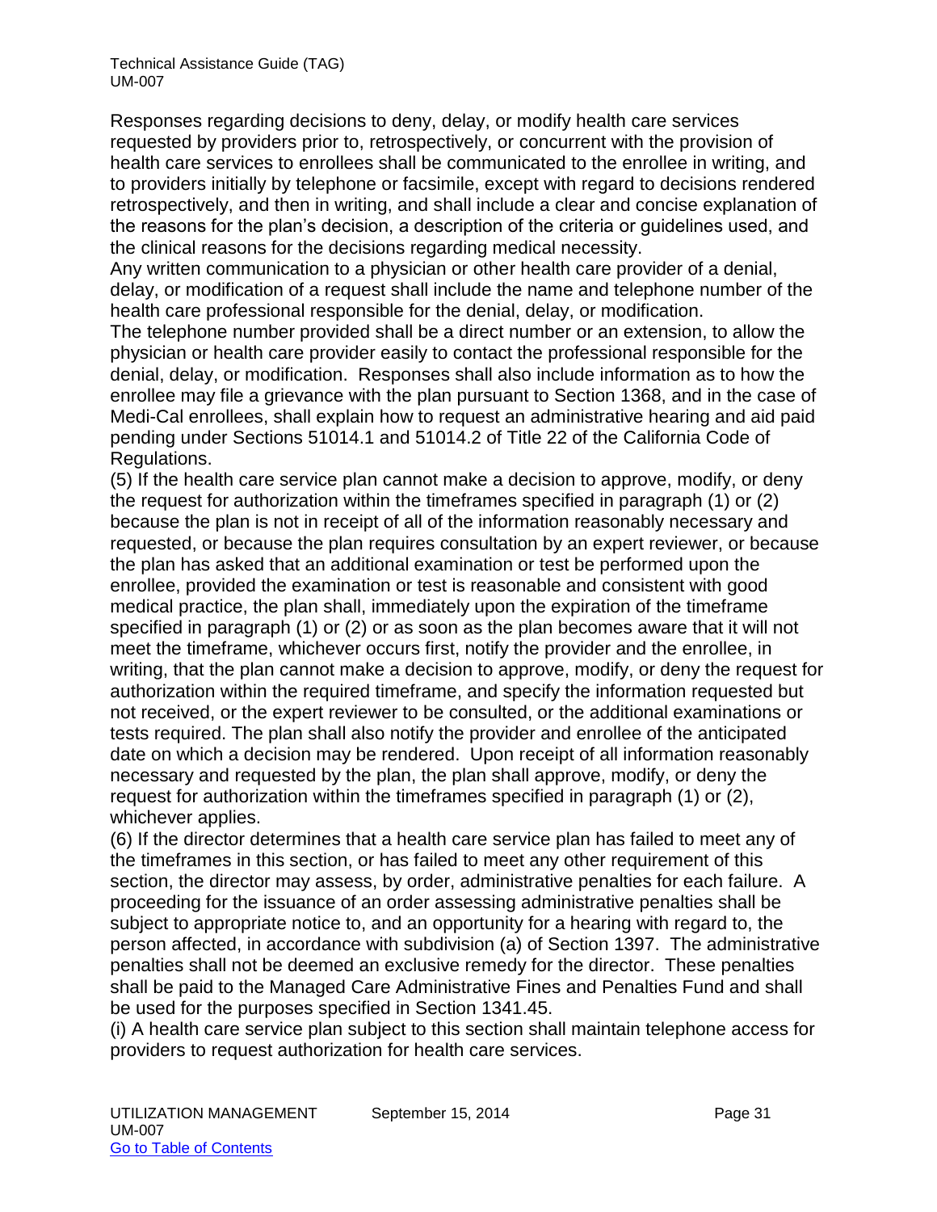Responses regarding decisions to deny, delay, or modify health care services requested by providers prior to, retrospectively, or concurrent with the provision of health care services to enrollees shall be communicated to the enrollee in writing, and to providers initially by telephone or facsimile, except with regard to decisions rendered retrospectively, and then in writing, and shall include a clear and concise explanation of the reasons for the plan's decision, a description of the criteria or guidelines used, and the clinical reasons for the decisions regarding medical necessity.

Any written communication to a physician or other health care provider of a denial, delay, or modification of a request shall include the name and telephone number of the health care professional responsible for the denial, delay, or modification.

The telephone number provided shall be a direct number or an extension, to allow the physician or health care provider easily to contact the professional responsible for the denial, delay, or modification. Responses shall also include information as to how the enrollee may file a grievance with the plan pursuant to Section 1368, and in the case of Medi-Cal enrollees, shall explain how to request an administrative hearing and aid paid pending under Sections 51014.1 and 51014.2 of Title 22 of the California Code of Regulations.

(5) If the health care service plan cannot make a decision to approve, modify, or deny the request for authorization within the timeframes specified in paragraph (1) or (2) because the plan is not in receipt of all of the information reasonably necessary and requested, or because the plan requires consultation by an expert reviewer, or because the plan has asked that an additional examination or test be performed upon the enrollee, provided the examination or test is reasonable and consistent with good medical practice, the plan shall, immediately upon the expiration of the timeframe specified in paragraph (1) or (2) or as soon as the plan becomes aware that it will not meet the timeframe, whichever occurs first, notify the provider and the enrollee, in writing, that the plan cannot make a decision to approve, modify, or deny the request for authorization within the required timeframe, and specify the information requested but not received, or the expert reviewer to be consulted, or the additional examinations or tests required. The plan shall also notify the provider and enrollee of the anticipated date on which a decision may be rendered. Upon receipt of all information reasonably necessary and requested by the plan, the plan shall approve, modify, or deny the request for authorization within the timeframes specified in paragraph (1) or (2), whichever applies.

(6) If the director determines that a health care service plan has failed to meet any of the timeframes in this section, or has failed to meet any other requirement of this section, the director may assess, by order, administrative penalties for each failure. A proceeding for the issuance of an order assessing administrative penalties shall be subject to appropriate notice to, and an opportunity for a hearing with regard to, the person affected, in accordance with subdivision (a) of Section 1397. The administrative penalties shall not be deemed an exclusive remedy for the director. These penalties shall be paid to the Managed Care Administrative Fines and Penalties Fund and shall be used for the purposes specified in Section 1341.45.

(i) A health care service plan subject to this section shall maintain telephone access for providers to request authorization for health care services.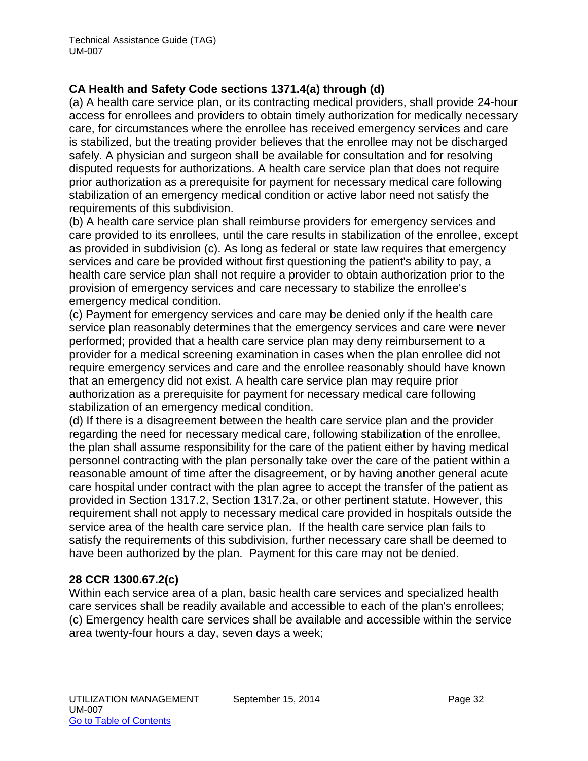**CA Health and Safety Code sections 1371.4(a) through (d)**

(a) A health care service plan, or its contracting medical providers, shall provide 24-hour access for enrollees and providers to obtain timely authorization for medically necessary care, for circumstances where the enrollee has received emergency services and care is stabilized, but the treating provider believes that the enrollee may not be discharged safely. A physician and surgeon shall be available for consultation and for resolving disputed requests for authorizations. A health care service plan that does not require prior authorization as a prerequisite for payment for necessary medical care following stabilization of an emergency medical condition or active labor need not satisfy the requirements of this subdivision.

(b) A health care service plan shall reimburse providers for emergency services and care provided to its enrollees, until the care results in stabilization of the enrollee, except as provided in subdivision (c). As long as federal or state law requires that emergency services and care be provided without first questioning the patient's ability to pay, a health care service plan shall not require a provider to obtain authorization prior to the provision of emergency services and care necessary to stabilize the enrollee's emergency medical condition.

(c) Payment for emergency services and care may be denied only if the health care service plan reasonably determines that the emergency services and care were never performed; provided that a health care service plan may deny reimbursement to a provider for a medical screening examination in cases when the plan enrollee did not require emergency services and care and the enrollee reasonably should have known that an emergency did not exist. A health care service plan may require prior authorization as a prerequisite for payment for necessary medical care following stabilization of an emergency medical condition.

(d) If there is a disagreement between the health care service plan and the provider regarding the need for necessary medical care, following stabilization of the enrollee, the plan shall assume responsibility for the care of the patient either by having medical personnel contracting with the plan personally take over the care of the patient within a reasonable amount of time after the disagreement, or by having another general acute care hospital under contract with the plan agree to accept the transfer of the patient as provided in Section 1317.2, Section 1317.2a, or other pertinent statute. However, this requirement shall not apply to necessary medical care provided in hospitals outside the service area of the health care service plan. If the health care service plan fails to satisfy the requirements of this subdivision, further necessary care shall be deemed to have been authorized by the plan. Payment for this care may not be denied.

**28 CCR 1300.67.2(c)**

Within each service area of a plan, basic health care services and specialized health care services shall be readily available and accessible to each of the plan's enrollees;
(c) Emergency health care services shall be available and accessible within the service area twenty-four hours a day, seven days a week;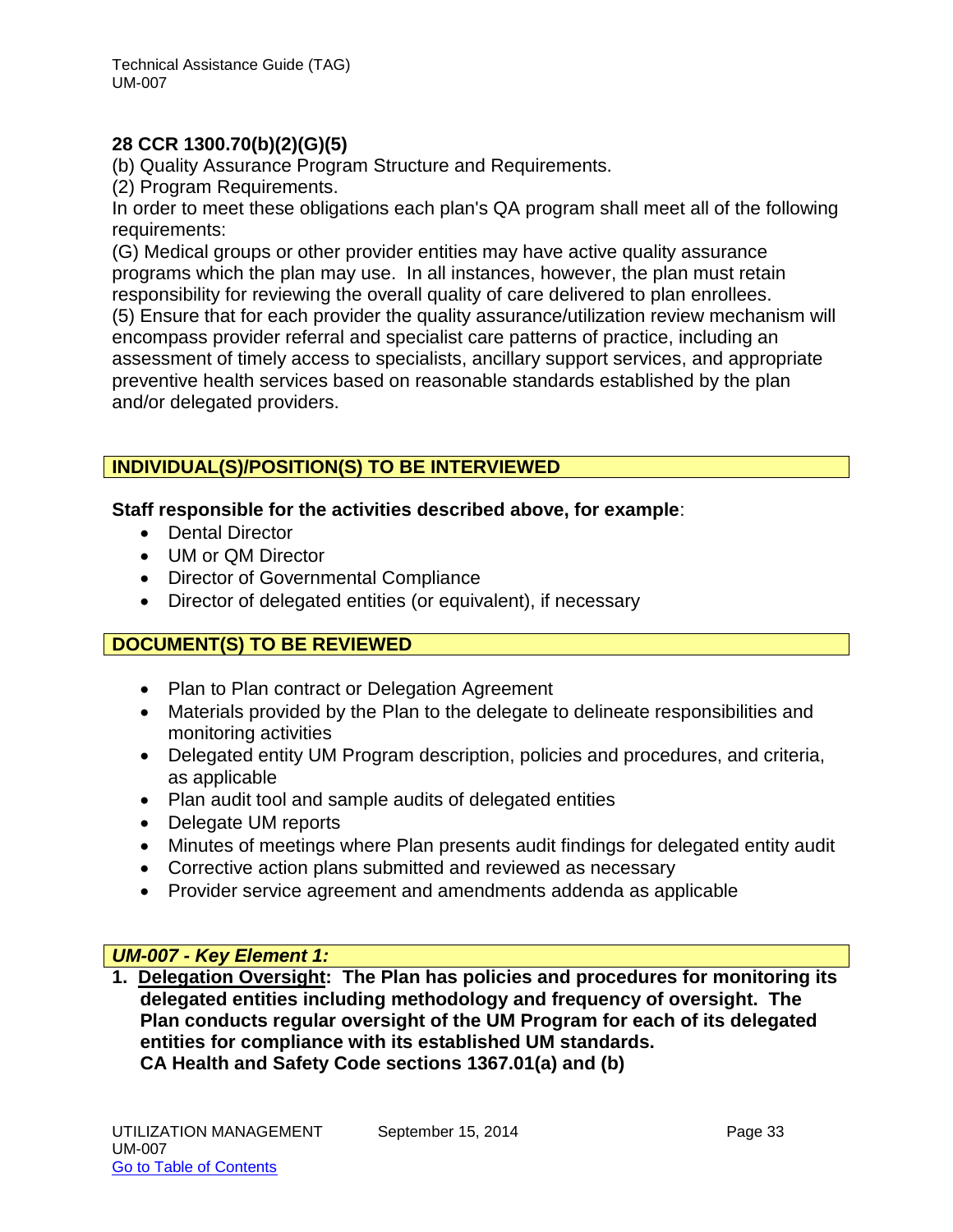### 28 CCR 1300.70(b)(2)(G)(5)

(b) Quality Assurance Program Structure and Requirements.

(2) Program Requirements.

In order to meet these obligations each plan's QA program shall meet all of the following requirements:

(G) Medical groups or other provider entities may have active quality assurance programs which the plan may use. In all instances, however, the plan must retain responsibility for reviewing the overall quality of care delivered to plan enrollees.

(5) Ensure that for each provider the quality assurance/utilization review mechanism will encompass provider referral and specialist care patterns of practice, including an assessment of timely access to specialists, ancillary support services, and appropriate preventive health services based on reasonable standards established by the plan and/or delegated providers.

## INDIVIDUAL(S)/POSITION(S) TO BE INTERVIEWED

**Staff responsible for the activities described above, for example**:

- Dental Director
- UM or QM Director
- Director of Governmental Compliance
- Director of delegated entities (or equivalent), if necessary

## DOCUMENT(S) TO BE REVIEWED

- Plan to Plan contract or Delegation Agreement
- Materials provided by the Plan to the delegate to delineate responsibilities and monitoring activities
- Delegated entity UM Program description, policies and procedures, and criteria, as applicable
- Plan audit tool and sample audits of delegated entities
- Delegate UM reports
- Minutes of meetings where Plan presents audit findings for delegated entity audit
- Corrective action plans submitted and reviewed as necessary
- Provider service agreement and amendments addenda as applicable

## *UM-007 - Key Element 1:*

**1. <u>Delegation Oversight</u>: The Plan has policies and procedures for monitoring its delegated entities including methodology and frequency of oversight. The Plan conducts regular oversight of the UM Program for each of its delegated entities for compliance with its established UM standards.**
**CA Health and Safety Code sections 1367.01(a) and (b)**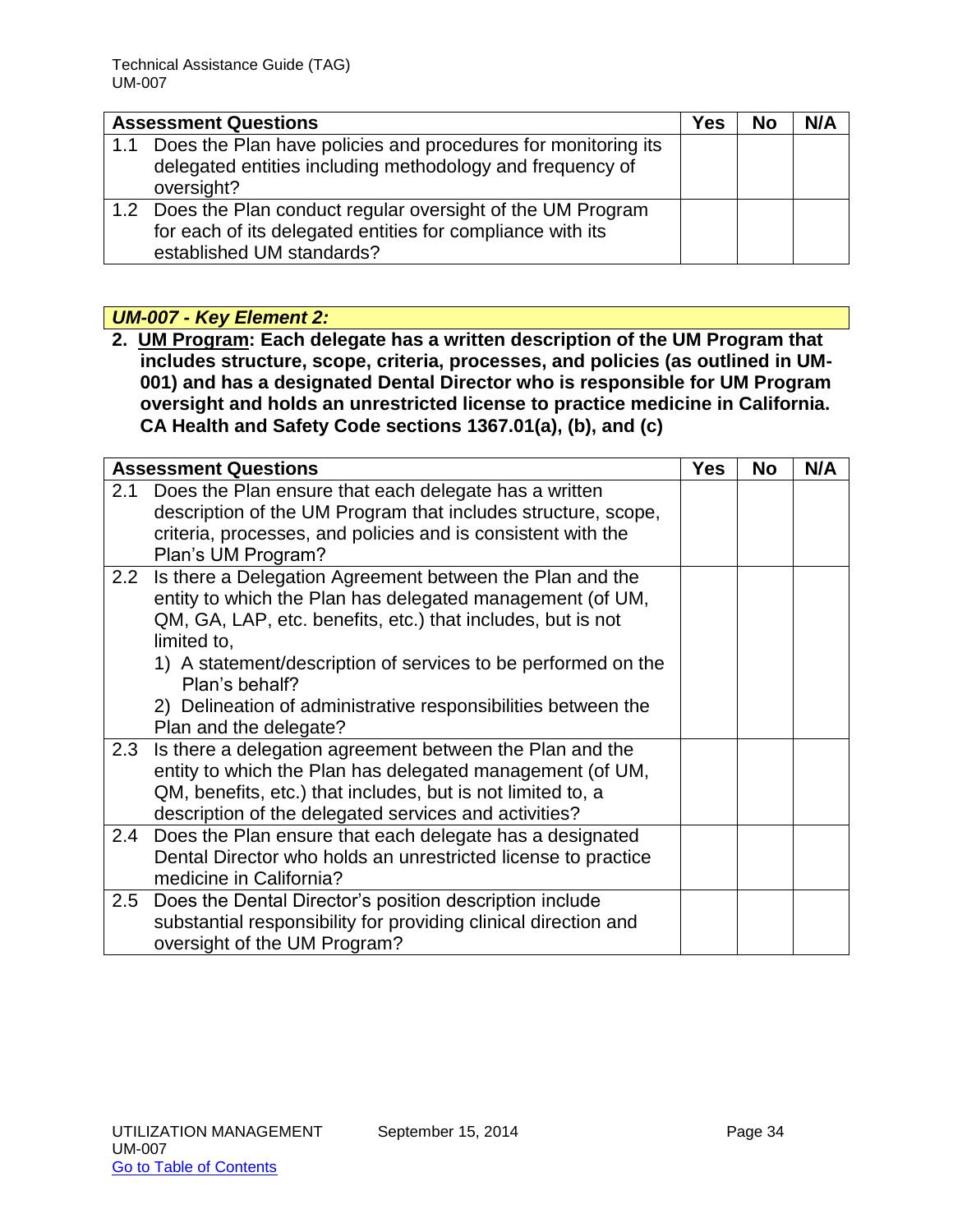| Assessment Questions | Yes | No | N/A |
|---|---|---|---|
| 1.1 Does the Plan have policies and procedures for monitoring its delegated entities including methodology and frequency of oversight? | | | |
| 1.2 Does the Plan conduct regular oversight of the UM Program for each of its delegated entities for compliance with its established UM standards? | | | |

***UM-007 - Key Element 2:***

**2. <u>UM Program</u>: Each delegate has a written description of the UM Program that includes structure, scope, criteria, processes, and policies (as outlined in UM-001) and has a designated Dental Director who is responsible for UM Program oversight and holds an unrestricted license to practice medicine in California. CA Health and Safety Code sections 1367.01(a), (b), and (c)**

| Assessment Questions | Yes | No | N/A |
|---|---|---|---|
| 2.1 Does the Plan ensure that each delegate has a written description of the UM Program that includes structure, scope, criteria, processes, and policies and is consistent with the Plan's UM Program? | | | |
| 2.2 Is there a Delegation Agreement between the Plan and the entity to which the Plan has delegated management (of UM, QM, GA, LAP, etc. benefits, etc.) that includes, but is not limited to,<br>1) A statement/description of services to be performed on the Plan's behalf?<br>2) Delineation of administrative responsibilities between the Plan and the delegate? | | | |
| 2.3 Is there a delegation agreement between the Plan and the entity to which the Plan has delegated management (of UM, QM, benefits, etc.) that includes, but is not limited to, a description of the delegated services and activities? | | | |
| 2.4 Does the Plan ensure that each delegate has a designated Dental Director who holds an unrestricted license to practice medicine in California? | | | |
| 2.5 Does the Dental Director's position description include substantial responsibility for providing clinical direction and oversight of the UM Program? | | | |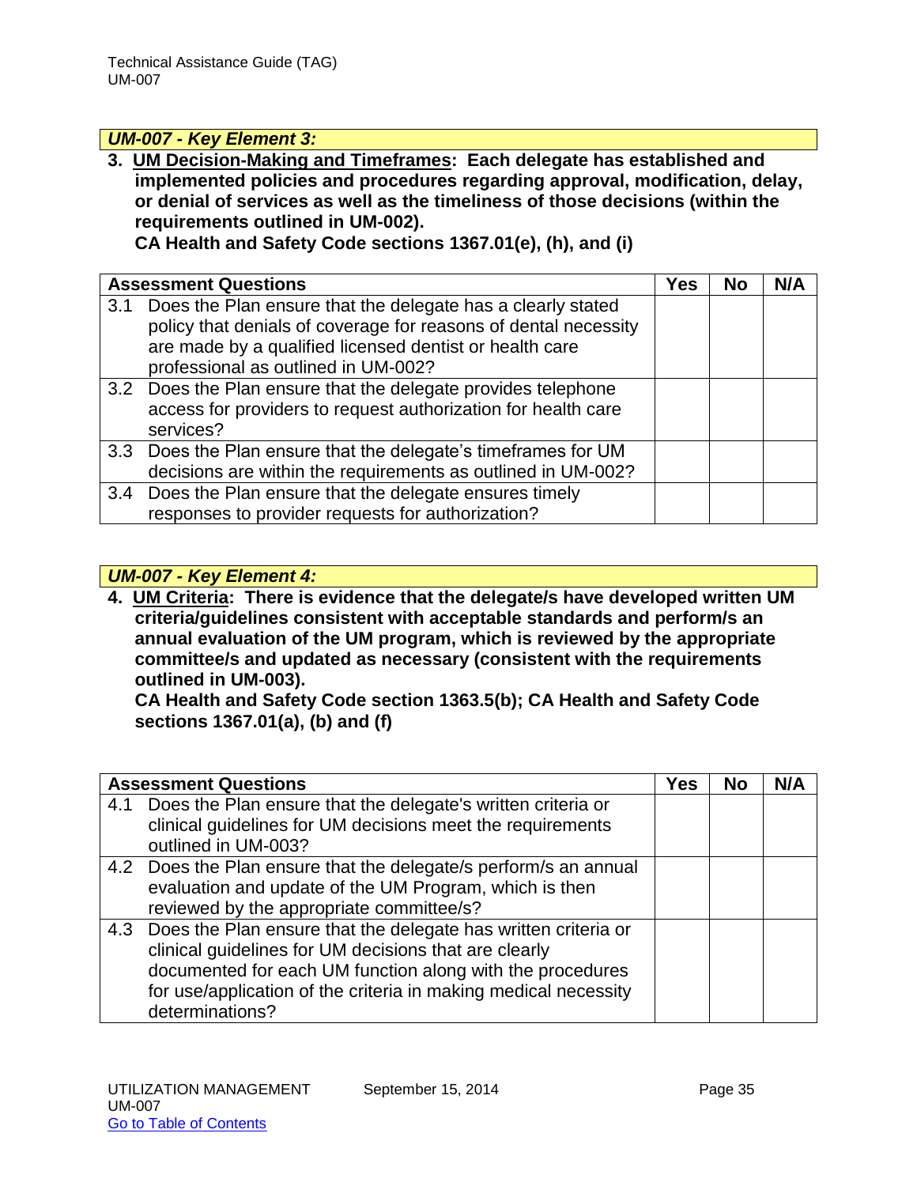### *UM-007 - Key Element 3:*

**3. <u>UM Decision-Making and Timeframes</u>: Each delegate has established and implemented policies and procedures regarding approval, modification, delay, or denial of services as well as the timeliness of those decisions (within the requirements outlined in UM-002).**
**CA Health and Safety Code sections 1367.01(e), (h), and (i)**

| Assessment Questions | Yes | No | N/A |
|---|---|---|---|
| 3.1 Does the Plan ensure that the delegate has a clearly stated policy that denials of coverage for reasons of dental necessity are made by a qualified licensed dentist or health care professional as outlined in UM-002? | | | |
| 3.2 Does the Plan ensure that the delegate provides telephone access for providers to request authorization for health care services? | | | |
| 3.3 Does the Plan ensure that the delegate's timeframes for UM decisions are within the requirements as outlined in UM-002? | | | |
| 3.4 Does the Plan ensure that the delegate ensures timely responses to provider requests for authorization? | | | |

### *UM-007 - Key Element 4:*

**4. <u>UM Criteria</u>: There is evidence that the delegate/s have developed written UM criteria/guidelines consistent with acceptable standards and perform/s an annual evaluation of the UM program, which is reviewed by the appropriate committee/s and updated as necessary (consistent with the requirements outlined in UM-003).**
**CA Health and Safety Code section 1363.5(b); CA Health and Safety Code sections 1367.01(a), (b) and (f)**

| Assessment Questions | Yes | No | N/A |
|---|---|---|---|
| 4.1 Does the Plan ensure that the delegate's written criteria or clinical guidelines for UM decisions meet the requirements outlined in UM-003? | | | |
| 4.2 Does the Plan ensure that the delegate/s perform/s an annual evaluation and update of the UM Program, which is then reviewed by the appropriate committee/s? | | | |
| 4.3 Does the Plan ensure that the delegate has written criteria or clinical guidelines for UM decisions that are clearly documented for each UM function along with the procedures for use/application of the criteria in making medical necessity determinations? | | | |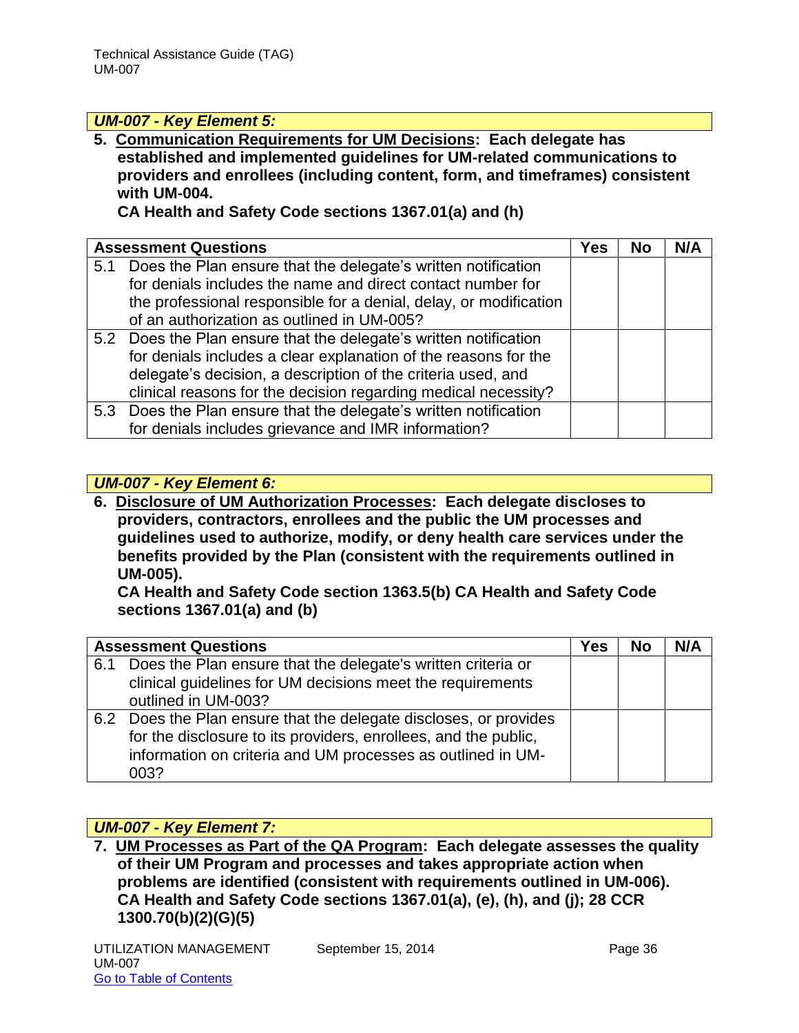### *UM-007 - Key Element 5:*

**5. Communication Requirements for UM Decisions: Each delegate has established and implemented guidelines for UM-related communications to providers and enrollees (including content, form, and timeframes) consistent with UM-004.**
**CA Health and Safety Code sections 1367.01(a) and (h)**

| Assessment Questions | Yes | No | N/A |
|---|---|---|---|
| 5.1 Does the Plan ensure that the delegate's written notification for denials includes the name and direct contact number for the professional responsible for a denial, delay, or modification of an authorization as outlined in UM-005? | | | |
| 5.2 Does the Plan ensure that the delegate's written notification for denials includes a clear explanation of the reasons for the delegate's decision, a description of the criteria used, and clinical reasons for the decision regarding medical necessity? | | | |
| 5.3 Does the Plan ensure that the delegate's written notification for denials includes grievance and IMR information? | | | |

### *UM-007 - Key Element 6:*

**6. Disclosure of UM Authorization Processes: Each delegate discloses to providers, contractors, enrollees and the public the UM processes and guidelines used to authorize, modify, or deny health care services under the benefits provided by the Plan (consistent with the requirements outlined in UM-005).**
**CA Health and Safety Code section 1363.5(b) CA Health and Safety Code sections 1367.01(a) and (b)**

| Assessment Questions | Yes | No | N/A |
|---|---|---|---|
| 6.1 Does the Plan ensure that the delegate's written criteria or clinical guidelines for UM decisions meet the requirements outlined in UM-003? | | | |
| 6.2 Does the Plan ensure that the delegate discloses, or provides for the disclosure to its providers, enrollees, and the public, information on criteria and UM processes as outlined in UM-003? | | | |

### *UM-007 - Key Element 7:*

**7. UM Processes as Part of the QA Program: Each delegate assesses the quality of their UM Program and processes and takes appropriate action when problems are identified (consistent with requirements outlined in UM-006).**
**CA Health and Safety Code sections 1367.01(a), (e), (h), and (j); 28 CCR 1300.70(b)(2)(G)(5)**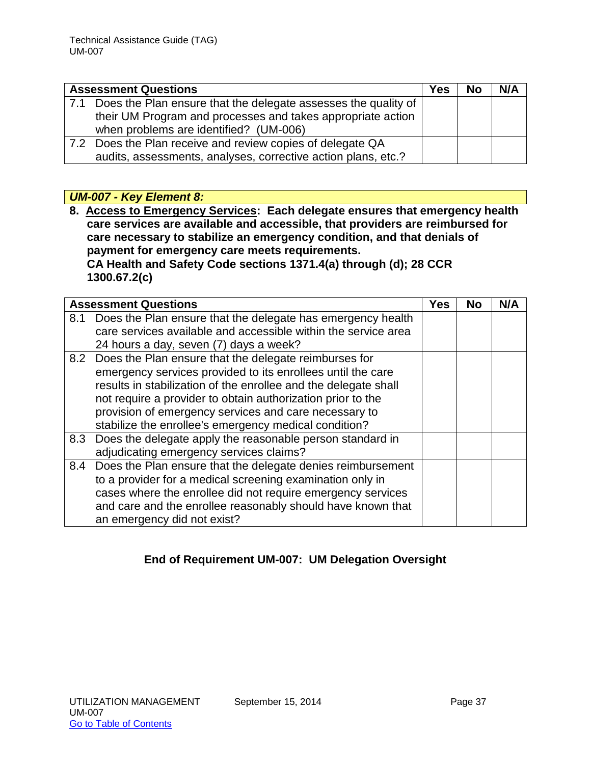| Assessment Questions | Yes | No | N/A |
|---|---|---|---|
| 7.1 Does the Plan ensure that the delegate assesses the quality of their UM Program and processes and takes appropriate action when problems are identified? (UM-006) | | | |
| 7.2 Does the Plan receive and review copies of delegate QA audits, assessments, analyses, corrective action plans, etc.? | | | |

### *UM-007 - Key Element 8:*

**8. <u>Access to Emergency Services</u>: Each delegate ensures that emergency health care services are available and accessible, that providers are reimbursed for care necessary to stabilize an emergency condition, and that denials of payment for emergency care meets requirements.**
**CA Health and Safety Code sections 1371.4(a) through (d); 28 CCR 1300.67.2(c)**

| Assessment Questions | Yes | No | N/A |
|---|---|---|---|
| 8.1 Does the Plan ensure that the delegate has emergency health care services available and accessible within the service area 24 hours a day, seven (7) days a week? | | | |
| 8.2 Does the Plan ensure that the delegate reimburses for emergency services provided to its enrollees until the care results in stabilization of the enrollee and the delegate shall not require a provider to obtain authorization prior to the provision of emergency services and care necessary to stabilize the enrollee's emergency medical condition? | | | |
| 8.3 Does the delegate apply the reasonable person standard in adjudicating emergency services claims? | | | |
| 8.4 Does the Plan ensure that the delegate denies reimbursement to a provider for a medical screening examination only in cases where the enrollee did not require emergency services and care and the enrollee reasonably should have known that an emergency did not exist? | | | |

**End of Requirement UM-007: UM Delegation Oversight**